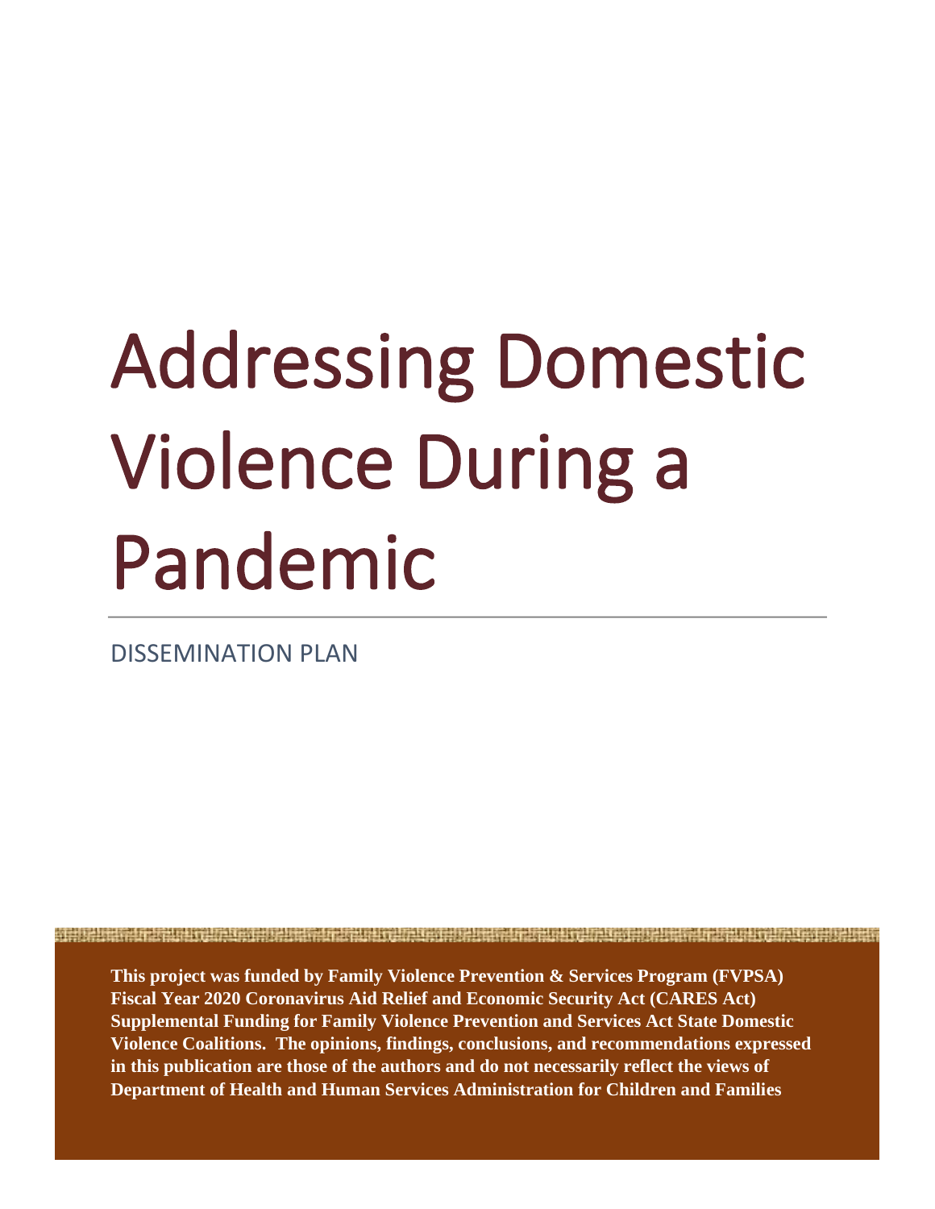# Addressing Domestic Violence During a Pandemic

DISSEMINATION PLAN

**This project was funded by Family Violence Prevention & Services Program (FVPSA) Fiscal Year 2020 Coronavirus Aid Relief and Economic Security Act (CARES Act) Supplemental Funding for Family Violence Prevention and Services Act State Domestic Violence Coalitions. The opinions, findings, conclusions, and recommendations expressed in this publication are those of the authors and do not necessarily reflect the views of Department of Health and Human Services Administration for Children and Families**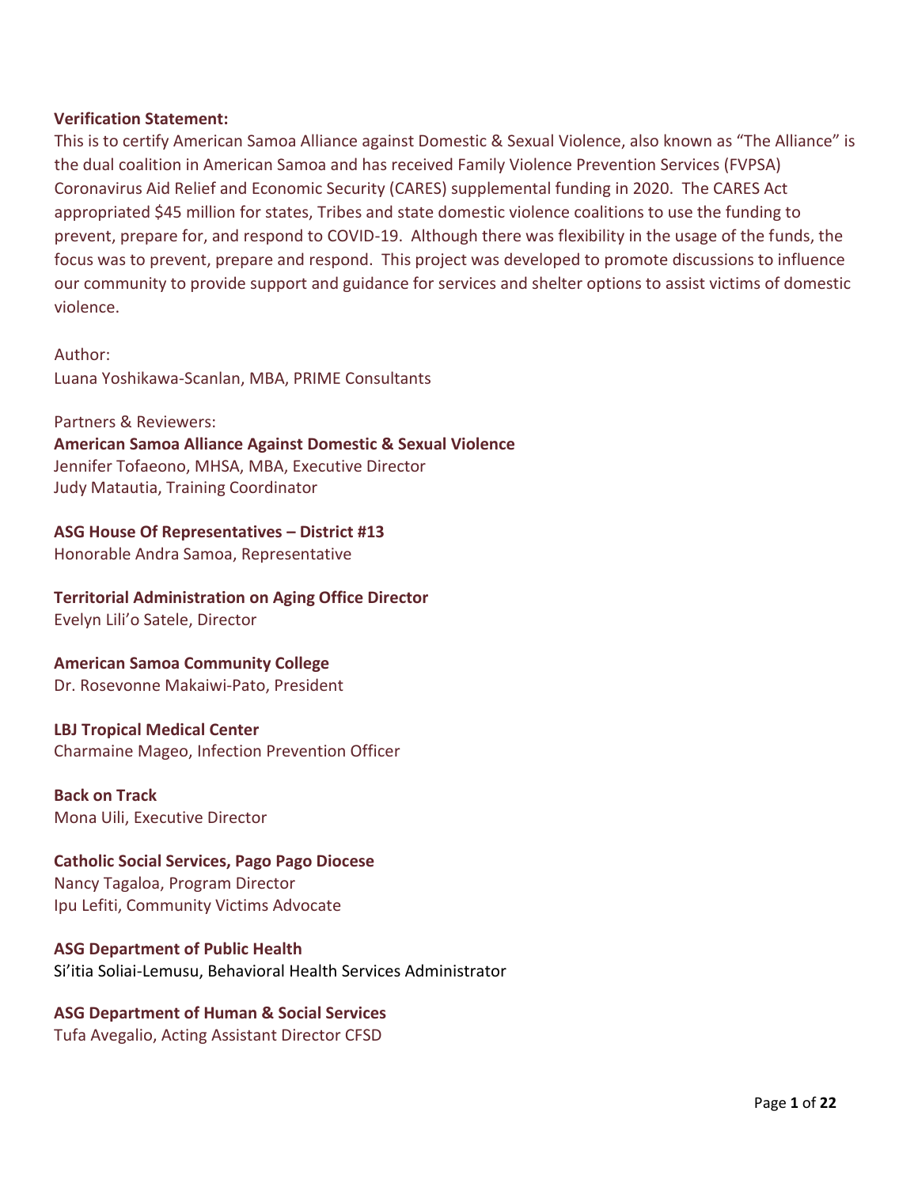**Verification Statement:**

This is to certify American Samoa Alliance against Domestic & Sexual Violence, also known as "The Alliance" is the dual coalition in American Samoa and has received Family Violence Prevention Services (FVPSA) Coronavirus Aid Relief and Economic Security (CARES) supplemental funding in 2020. The CARES Act appropriated $45 million for states, Tribes and state domestic violence coalitions to use the funding to prevent, prepare for, and respond to COVID-19. Although there was flexibility in the usage of the funds, the focus was to prevent, prepare and respond. This project was developed to promote discussions to influence our community to provide support and guidance for services and shelter options to assist victims of domestic violence.

Author:
Luana Yoshikawa-Scanlan, MBA, PRIME Consultants

Partners & Reviewers:

**American Samoa Alliance Against Domestic & Sexual Violence**
Jennifer Tofaeono, MHSA, MBA, Executive Director
Judy Matautia, Training Coordinator

**ASG House Of Representatives – District #13**
Honorable Andra Samoa, Representative

**Territorial Administration on Aging Office Director**
Evelyn Lili'o Satele, Director

**American Samoa Community College**
Dr. Rosevonne Makaiwi-Pato, President

**LBJ Tropical Medical Center**
Charmaine Mageo, Infection Prevention Officer

**Back on Track**
Mona Uili, Executive Director

**Catholic Social Services, Pago Pago Diocese**
Nancy Tagaloa, Program Director
Ipu Lefiti, Community Victims Advocate

**ASG Department of Public Health**
Si'itia Soliai-Lemusu, Behavioral Health Services Administrator

**ASG Department of Human & Social Services**
Tufa Avegalio, Acting Assistant Director CFSD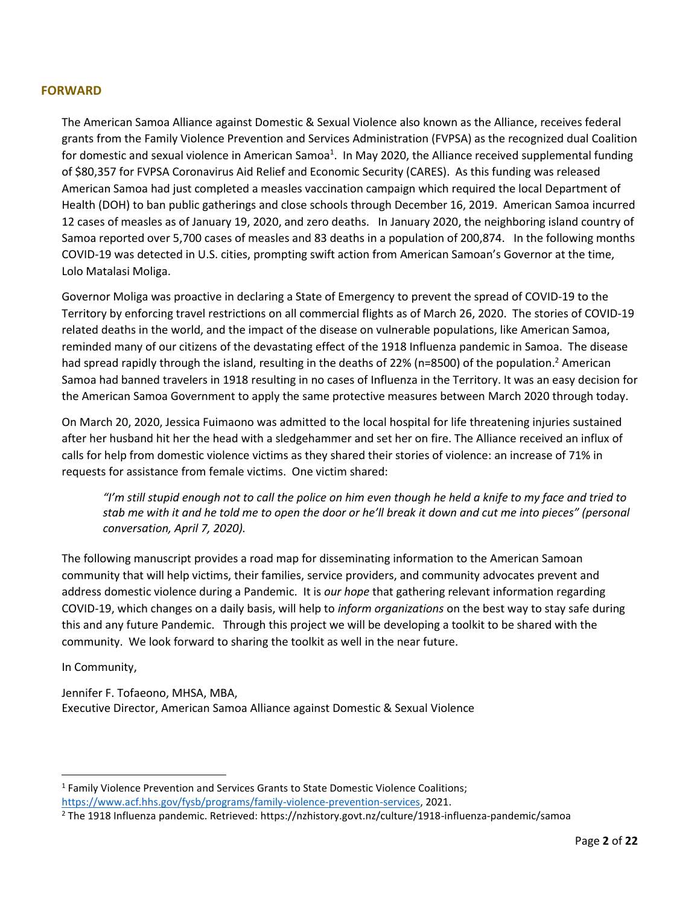## FORWARD

The American Samoa Alliance against Domestic & Sexual Violence also known as the Alliance, receives federal grants from the Family Violence Prevention and Services Administration (FVPSA) as the recognized dual Coalition for domestic and sexual violence in American Samoa[1]. In May 2020, the Alliance received supplemental funding of $80,357 for FVPSA Coronavirus Aid Relief and Economic Security (CARES). As this funding was released American Samoa had just completed a measles vaccination campaign which required the local Department of Health (DOH) to ban public gatherings and close schools through December 16, 2019. American Samoa incurred 12 cases of measles as of January 19, 2020, and zero deaths. In January 2020, the neighboring island country of Samoa reported over 5,700 cases of measles and 83 deaths in a population of 200,874. In the following months COVID-19 was detected in U.S. cities, prompting swift action from American Samoan's Governor at the time, Lolo Matalasi Moliga.

Governor Moliga was proactive in declaring a State of Emergency to prevent the spread of COVID-19 to the Territory by enforcing travel restrictions on all commercial flights as of March 26, 2020. The stories of COVID-19 related deaths in the world, and the impact of the disease on vulnerable populations, like American Samoa, reminded many of our citizens of the devastating effect of the 1918 Influenza pandemic in Samoa. The disease had spread rapidly through the island, resulting in the deaths of 22% (n=8500) of the population.[2] American Samoa had banned travelers in 1918 resulting in no cases of Influenza in the Territory. It was an easy decision for the American Samoa Government to apply the same protective measures between March 2020 through today.

On March 20, 2020, Jessica Fuimaono was admitted to the local hospital for life threatening injuries sustained after her husband hit her the head with a sledgehammer and set her on fire. The Alliance received an influx of calls for help from domestic violence victims as they shared their stories of violence: an increase of 71% in requests for assistance from female victims. One victim shared:

> *"I'm still stupid enough not to call the police on him even though he held a knife to my face and tried to stab me with it and he told me to open the door or he'll break it down and cut me into pieces" (personal conversation, April 7, 2020).*

The following manuscript provides a road map for disseminating information to the American Samoan community that will help victims, their families, service providers, and community advocates prevent and address domestic violence during a Pandemic. It is *our hope* that gathering relevant information regarding COVID-19, which changes on a daily basis, will help to *inform organizations* on the best way to stay safe during this and any future Pandemic. Through this project we will be developing a toolkit to be shared with the community. We look forward to sharing the toolkit as well in the near future.

In Community,

Jennifer F. Tofaeono, MHSA, MBA,
Executive Director, American Samoa Alliance against Domestic & Sexual Violence

---

[1] Family Violence Prevention and Services Grants to State Domestic Violence Coalitions; https://www.acf.hhs.gov/fysb/programs/family-violence-prevention-services, 2021.

[2] The 1918 Influenza pandemic. Retrieved: https://nzhistory.govt.nz/culture/1918-influenza-pandemic/samoa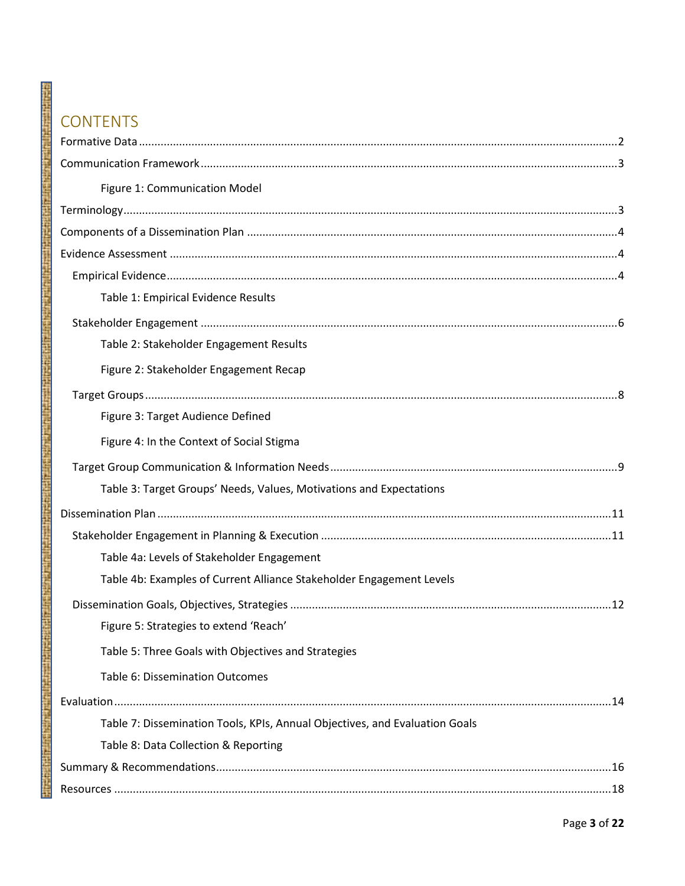# CONTENTS

Formative Data ........................................................ 2

Communication Framework ........................................................ 3

    Figure 1: Communication Model

Terminology ........................................................ 3

Components of a Dissemination Plan ........................................................ 4

Evidence Assessment ........................................................ 4

  Empirical Evidence ........................................................ 4

    Table 1: Empirical Evidence Results

  Stakeholder Engagement ........................................................ 6

    Table 2: Stakeholder Engagement Results

    Figure 2: Stakeholder Engagement Recap

  Target Groups ........................................................ 8

    Figure 3: Target Audience Defined

    Figure 4: In the Context of Social Stigma

  Target Group Communication & Information Needs ........................................................ 9

    Table 3: Target Groups' Needs, Values, Motivations and Expectations

Dissemination Plan ........................................................ 11

  Stakeholder Engagement in Planning & Execution ........................................................ 11

    Table 4a: Levels of Stakeholder Engagement

    Table 4b: Examples of Current Alliance Stakeholder Engagement Levels

  Dissemination Goals, Objectives, Strategies ........................................................ 12

    Figure 5: Strategies to extend 'Reach'

    Table 5: Three Goals with Objectives and Strategies

    Table 6: Dissemination Outcomes

Evaluation ........................................................ 14

    Table 7: Dissemination Tools, KPIs, Annual Objectives, and Evaluation Goals

    Table 8: Data Collection & Reporting

Summary & Recommendations ........................................................ 16

Resources ........................................................ 18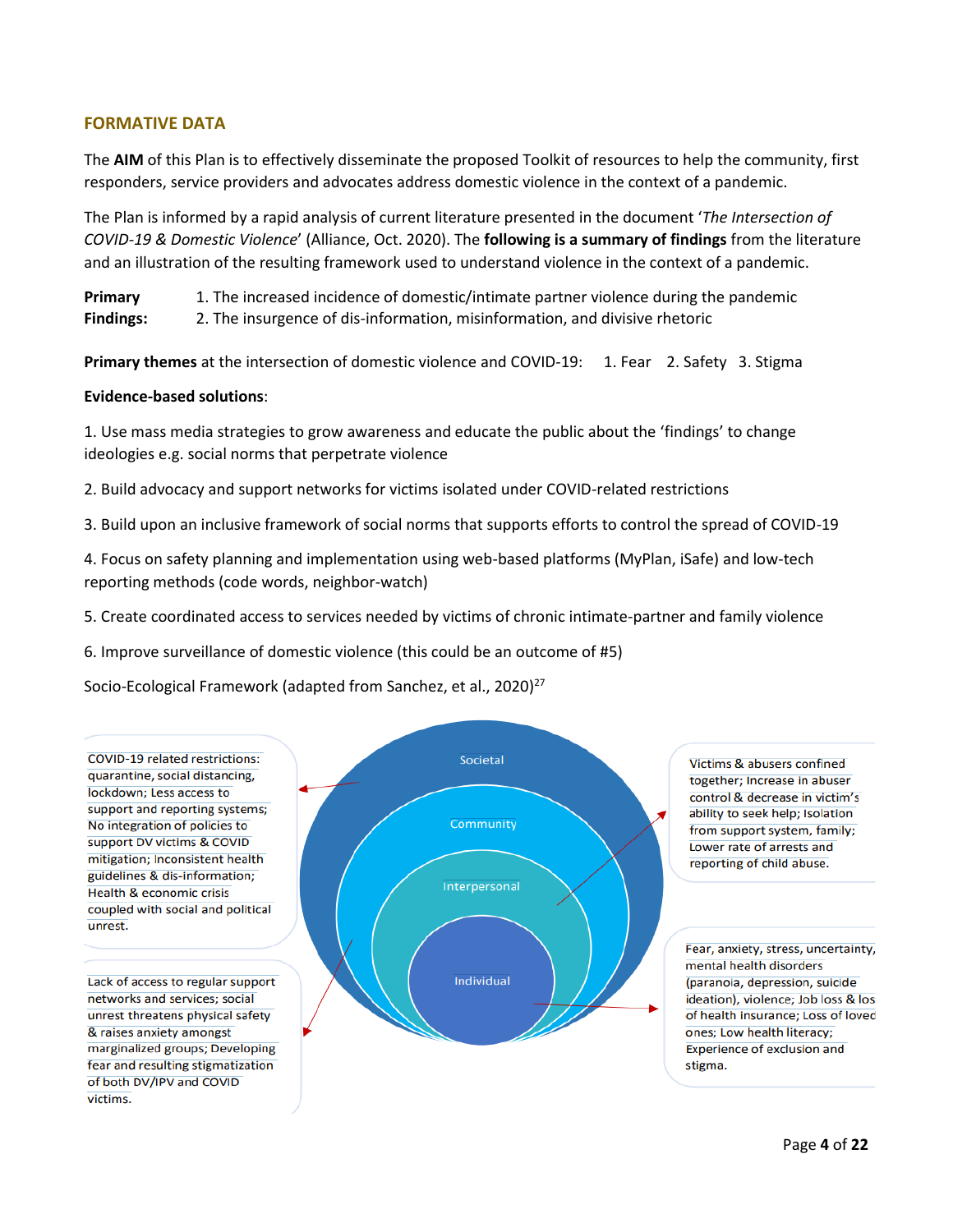## FORMATIVE DATA

The **AIM** of this Plan is to effectively disseminate the proposed Toolkit of resources to help the community, first responders, service providers and advocates address domestic violence in the context of a pandemic.

The Plan is informed by a rapid analysis of current literature presented in the document '*The Intersection of COVID-19 & Domestic Violence*' (Alliance, Oct. 2020). The **following is a summary of findings** from the literature and an illustration of the resulting framework used to understand violence in the context of a pandemic.

**Primary Findings:**

1. The increased incidence of domestic/intimate partner violence during the pandemic
2. The insurgence of dis-information, misinformation, and divisive rhetoric

**Primary themes** at the intersection of domestic violence and COVID-19: 1. Fear 2. Safety 3. Stigma

**Evidence-based solutions**:

1. Use mass media strategies to grow awareness and educate the public about the 'findings' to change ideologies e.g. social norms that perpetrate violence

2. Build advocacy and support networks for victims isolated under COVID-related restrictions

3. Build upon an inclusive framework of social norms that supports efforts to control the spread of COVID-19

4. Focus on safety planning and implementation using web-based platforms (MyPlan, iSafe) and low-tech reporting methods (code words, neighbor-watch)

5. Create coordinated access to services needed by victims of chronic intimate-partner and family violence

6. Improve surveillance of domestic violence (this could be an outcome of #5)

Socio-Ecological Framework (adapted from Sanchez, et al., 2020)[27]

**Societal:** COVID-19 related restrictions: quarantine, social distancing, lockdown; Less access to support and reporting systems; No integration of policies to support DV victims & COVID mitigation; Inconsistent health guidelines & dis-information; Health & economic crisis coupled with social and political unrest.

**Community:** Lack of access to regular support networks and services; social unrest threatens physical safety & raises anxiety amongst marginalized groups; Developing fear and resulting stigmatization of both DV/IPV and COVID victims.

**Interpersonal:** Victims & abusers confined together; Increase in abuser control & decrease in victim's ability to seek help; Isolation from support system, family; Lower rate of arrests and reporting of child abuse.

**Individual:** Fear, anxiety, stress, uncertainty, mental health disorders (paranoia, depression, suicide ideation), violence; Job loss & los of health insurance; Loss of loved ones; Low health literacy; Experience of exclusion and stigma.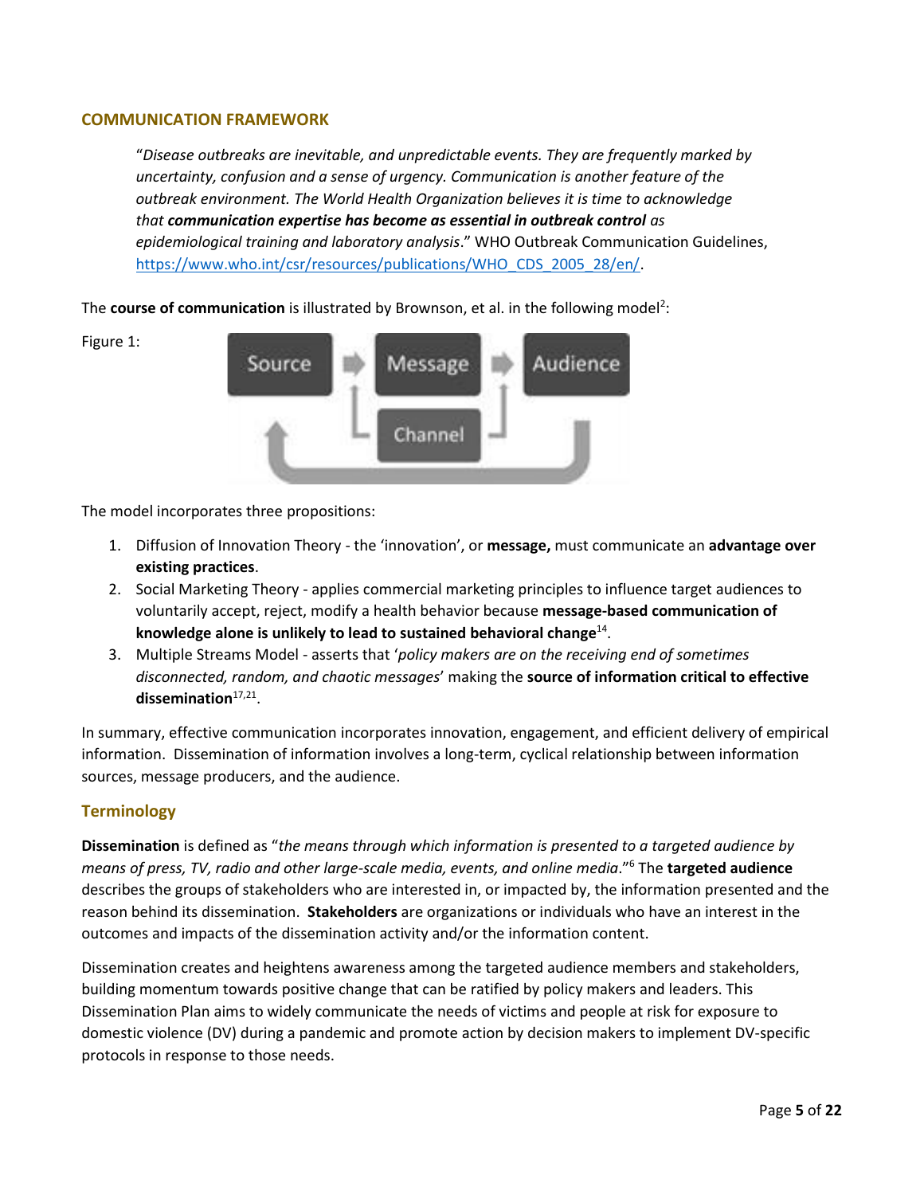## COMMUNICATION FRAMEWORK

> "*Disease outbreaks are inevitable, and unpredictable events. They are frequently marked by uncertainty, confusion and a sense of urgency. Communication is another feature of the outbreak environment. The World Health Organization believes it is time to acknowledge that* ***communication expertise has become as essential in outbreak control*** *as epidemiological training and laboratory analysis*." WHO Outbreak Communication Guidelines, https://www.who.int/csr/resources/publications/WHO_CDS_2005_28/en/.

The **course of communication** is illustrated by Brownson, et al. in the following model[2]:

Figure 1:

Source → Message → Audience

Channel

The model incorporates three propositions:

1. Diffusion of Innovation Theory - the 'innovation', or **message,** must communicate an **advantage over existing practices**.
2. Social Marketing Theory - applies commercial marketing principles to influence target audiences to voluntarily accept, reject, modify a health behavior because **message-based communication of knowledge alone is unlikely to lead to sustained behavioral change**[14].
3. Multiple Streams Model - asserts that '*policy makers are on the receiving end of sometimes disconnected, random, and chaotic messages*' making the **source of information critical to effective dissemination**[17,21].

In summary, effective communication incorporates innovation, engagement, and efficient delivery of empirical information. Dissemination of information involves a long-term, cyclical relationship between information sources, message producers, and the audience.

### Terminology

**Dissemination** is defined as "*the means through which information is presented to a targeted audience by means of press, TV, radio and other large-scale media, events, and online media*."[6] The **targeted audience** describes the groups of stakeholders who are interested in, or impacted by, the information presented and the reason behind its dissemination. **Stakeholders** are organizations or individuals who have an interest in the outcomes and impacts of the dissemination activity and/or the information content.

Dissemination creates and heightens awareness among the targeted audience members and stakeholders, building momentum towards positive change that can be ratified by policy makers and leaders. This Dissemination Plan aims to widely communicate the needs of victims and people at risk for exposure to domestic violence (DV) during a pandemic and promote action by decision makers to implement DV-specific protocols in response to those needs.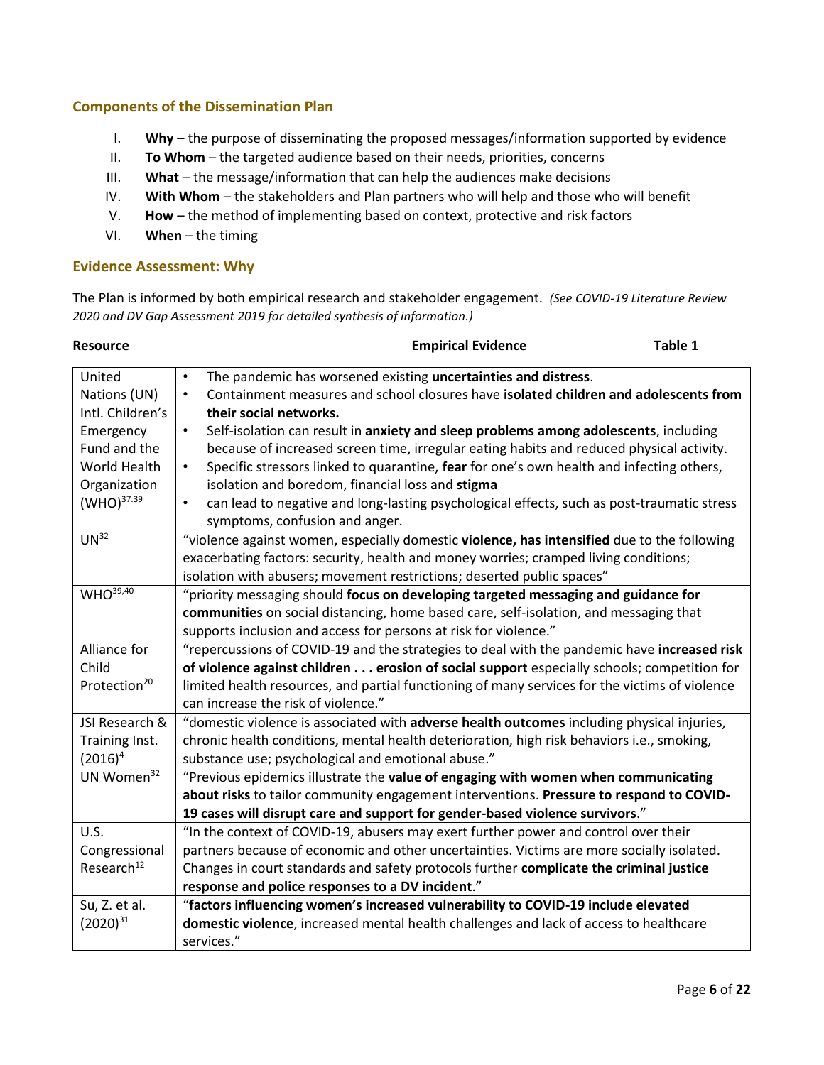## Components of the Dissemination Plan

I. **Why** – the purpose of disseminating the proposed messages/information supported by evidence
II. **To Whom** – the targeted audience based on their needs, priorities, concerns
III. **What** – the message/information that can help the audiences make decisions
IV. **With Whom** – the stakeholders and Plan partners who will help and those who will benefit
V. **How** – the method of implementing based on context, protective and risk factors
VI. **When** – the timing

## Evidence Assessment: Why

The Plan is informed by both empirical research and stakeholder engagement. *(See COVID-19 Literature Review 2020 and DV Gap Assessment 2019 for detailed synthesis of information.)*

**Table 1**

| Resource | Empirical Evidence |
|---|---|
| United Nations (UN) Intl. Children's Emergency Fund and the World Health Organization (WHO)[37.39] | • The pandemic has worsened existing **uncertainties and distress**.<br>• Containment measures and school closures have **isolated children and adolescents from their social networks.**<br>• Self-isolation can result in **anxiety and sleep problems among adolescents**, including because of increased screen time, irregular eating habits and reduced physical activity.<br>• Specific stressors linked to quarantine, **fear** for one's own health and infecting others, isolation and boredom, financial loss and **stigma**<br>• can lead to negative and long-lasting psychological effects, such as post-traumatic stress symptoms, confusion and anger. |
| UN[32] | "violence against women, especially domestic **violence, has intensified** due to the following exacerbating factors: security, health and money worries; cramped living conditions; isolation with abusers; movement restrictions; deserted public spaces" |
| WHO[39,40] | "priority messaging should **focus on developing targeted messaging and guidance for communities** on social distancing, home based care, self-isolation, and messaging that supports inclusion and access for persons at risk for violence." |
| Alliance for Child Protection[20] | "repercussions of COVID-19 and the strategies to deal with the pandemic have **increased risk of violence against children . . . erosion of social support** especially schools; competition for limited health resources, and partial functioning of many services for the victims of violence can increase the risk of violence." |
| JSI Research & Training Inst. (2016)[4] | "domestic violence is associated with **adverse health outcomes** including physical injuries, chronic health conditions, mental health deterioration, high risk behaviors i.e., smoking, substance use; psychological and emotional abuse." |
| UN Women[32] | "Previous epidemics illustrate the **value of engaging with women when communicating about risks** to tailor community engagement interventions. **Pressure to respond to COVID-19 cases will disrupt care and support for gender-based violence survivors**." |
| U.S. Congressional Research[12] | "In the context of COVID-19, abusers may exert further power and control over their partners because of economic and other uncertainties. Victims are more socially isolated. Changes in court standards and safety protocols further **complicate the criminal justice response and police responses to a DV incident**." |
| Su, Z. et al. (2020)[31] | "**factors influencing women's increased vulnerability to COVID-19 include elevated domestic violence**, increased mental health challenges and lack of access to healthcare services." |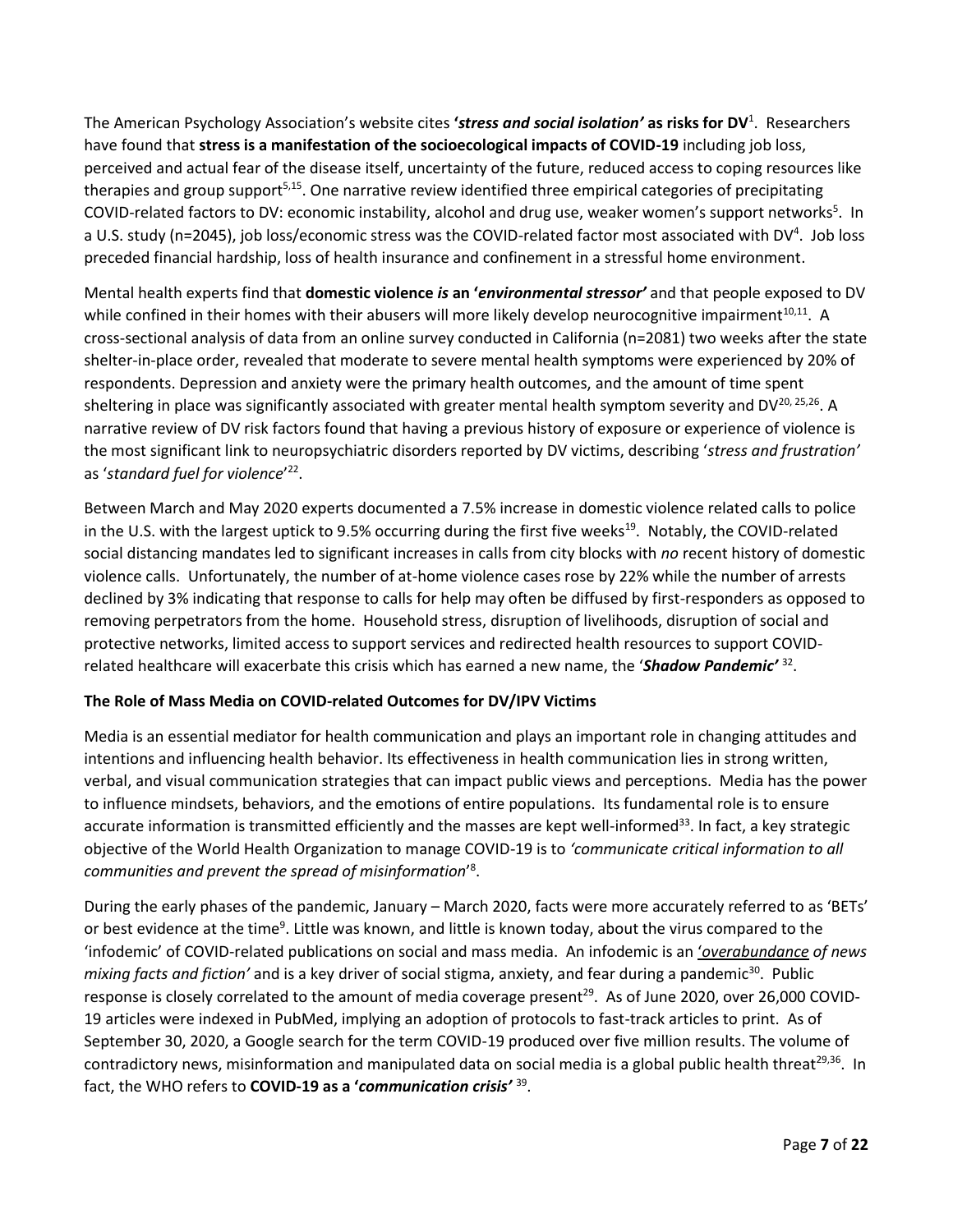The American Psychology Association's website cites **'*stress and social isolation*' as risks for DV**[1]. Researchers have found that **stress is a manifestation of the socioecological impacts of COVID-19** including job loss, perceived and actual fear of the disease itself, uncertainty of the future, reduced access to coping resources like therapies and group support[5,15]. One narrative review identified three empirical categories of precipitating COVID-related factors to DV: economic instability, alcohol and drug use, weaker women's support networks[5]. In a U.S. study (n=2045), job loss/economic stress was the COVID-related factor most associated with DV[4]. Job loss preceded financial hardship, loss of health insurance and confinement in a stressful home environment.

Mental health experts find that **domestic violence *is* an '*environmental stressor*'** and that people exposed to DV while confined in their homes with their abusers will more likely develop neurocognitive impairment[10,11]. A cross-sectional analysis of data from an online survey conducted in California (n=2081) two weeks after the state shelter-in-place order, revealed that moderate to severe mental health symptoms were experienced by 20% of respondents. Depression and anxiety were the primary health outcomes, and the amount of time spent sheltering in place was significantly associated with greater mental health symptom severity and DV[20, 25,26]. A narrative review of DV risk factors found that having a previous history of exposure or experience of violence is the most significant link to neuropsychiatric disorders reported by DV victims, describing '*stress and frustration*' as '*standard fuel for violence*'[22].

Between March and May 2020 experts documented a 7.5% increase in domestic violence related calls to police in the U.S. with the largest uptick to 9.5% occurring during the first five weeks[19]. Notably, the COVID-related social distancing mandates led to significant increases in calls from city blocks with *no* recent history of domestic violence calls. Unfortunately, the number of at-home violence cases rose by 22% while the number of arrests declined by 3% indicating that response to calls for help may often be diffused by first-responders as opposed to removing perpetrators from the home. Household stress, disruption of livelihoods, disruption of social and protective networks, limited access to support services and redirected health resources to support COVID-related healthcare will exacerbate this crisis which has earned a new name, the '***Shadow Pandemic***' [32].

**The Role of Mass Media on COVID-related Outcomes for DV/IPV Victims**

Media is an essential mediator for health communication and plays an important role in changing attitudes and intentions and influencing health behavior. Its effectiveness in health communication lies in strong written, verbal, and visual communication strategies that can impact public views and perceptions. Media has the power to influence mindsets, behaviors, and the emotions of entire populations. Its fundamental role is to ensure accurate information is transmitted efficiently and the masses are kept well-informed[33]. In fact, a key strategic objective of the World Health Organization to manage COVID-19 is to *'communicate critical information to all communities and prevent the spread of misinformation'*[8].

During the early phases of the pandemic, January – March 2020, facts were more accurately referred to as 'BETs' or best evidence at the time[9]. Little was known, and little is known today, about the virus compared to the 'infodemic' of COVID-related publications on social and mass media. An infodemic is an '*overabundance of news mixing facts and fiction*' and is a key driver of social stigma, anxiety, and fear during a pandemic[30]. Public response is closely correlated to the amount of media coverage present[29]. As of June 2020, over 26,000 COVID-19 articles were indexed in PubMed, implying an adoption of protocols to fast-track articles to print. As of September 30, 2020, a Google search for the term COVID-19 produced over five million results. The volume of contradictory news, misinformation and manipulated data on social media is a global public health threat[29,36]. In fact, the WHO refers to **COVID-19 as a '*communication crisis*'** [39].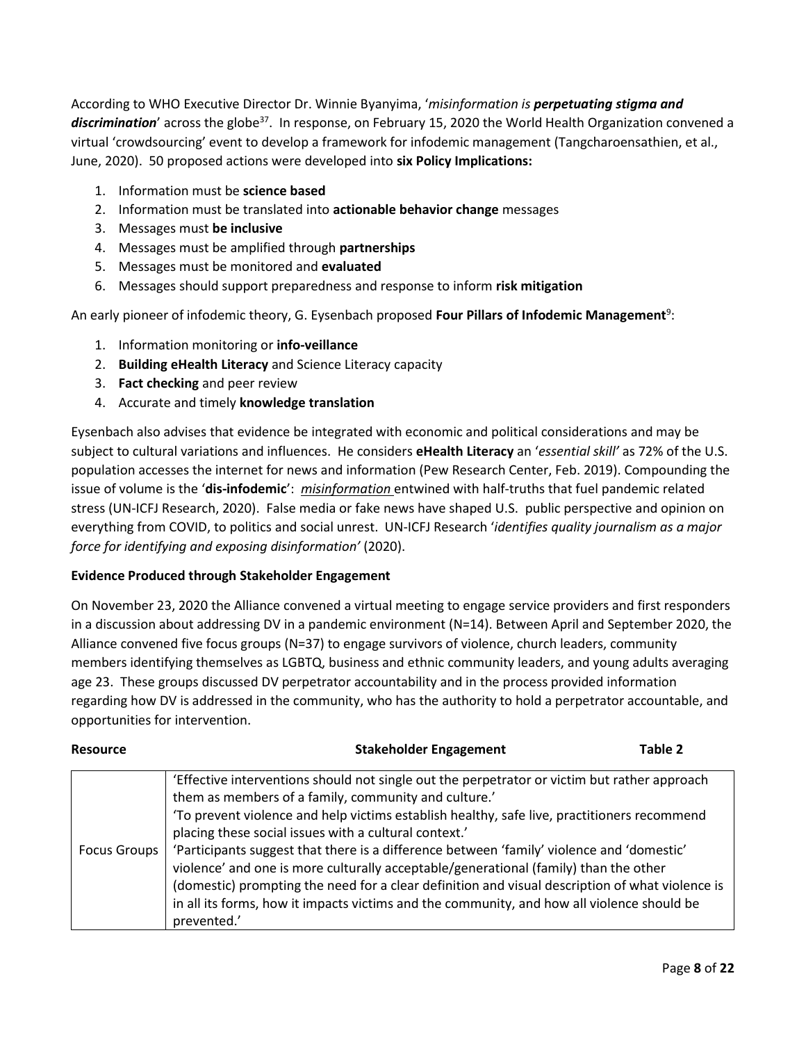According to WHO Executive Director Dr. Winnie Byanyima, '*misinformation is **perpetuating stigma and discrimination***' across the globe[37]. In response, on February 15, 2020 the World Health Organization convened a virtual 'crowdsourcing' event to develop a framework for infodemic management (Tangcharoensathien, et al., June, 2020). 50 proposed actions were developed into **six Policy Implications:**

1. Information must be **science based**
2. Information must be translated into **actionable behavior change** messages
3. Messages must **be inclusive**
4. Messages must be amplified through **partnerships**
5. Messages must be monitored and **evaluated**
6. Messages should support preparedness and response to inform **risk mitigation**

An early pioneer of infodemic theory, G. Eysenbach proposed **Four Pillars of Infodemic Management**[9]:

1. Information monitoring or **info-veillance**
2. **Building eHealth Literacy** and Science Literacy capacity
3. **Fact checking** and peer review
4. Accurate and timely **knowledge translation**

Eysenbach also advises that evidence be integrated with economic and political considerations and may be subject to cultural variations and influences. He considers **eHealth Literacy** an '*essential skill'* as 72% of the U.S. population accesses the internet for news and information (Pew Research Center, Feb. 2019). Compounding the issue of volume is the '**dis-infodemic**': *misinformation* entwined with half-truths that fuel pandemic related stress (UN-ICFJ Research, 2020). False media or fake news have shaped U.S. public perspective and opinion on everything from COVID, to politics and social unrest. UN-ICFJ Research '*identifies quality journalism as a major force for identifying and exposing disinformation'* (2020).

**Evidence Produced through Stakeholder Engagement**

On November 23, 2020 the Alliance convened a virtual meeting to engage service providers and first responders in a discussion about addressing DV in a pandemic environment (N=14). Between April and September 2020, the Alliance convened five focus groups (N=37) to engage survivors of violence, church leaders, community members identifying themselves as LGBTQ, business and ethnic community leaders, and young adults averaging age 23. These groups discussed DV perpetrator accountability and in the process provided information regarding how DV is addressed in the community, who has the authority to hold a perpetrator accountable, and opportunities for intervention.

**Table 2**

| **Resource** | **Stakeholder Engagement** |
|---|---|
| Focus Groups | 'Effective interventions should not single out the perpetrator or victim but rather approach them as members of a family, community and culture.' 'To prevent violence and help victims establish healthy, safe live, practitioners recommend placing these social issues with a cultural context.' 'Participants suggest that there is a difference between 'family' violence and 'domestic' violence' and one is more culturally acceptable/generational (family) than the other (domestic) prompting the need for a clear definition and visual description of what violence is in all its forms, how it impacts victims and the community, and how all violence should be prevented.' |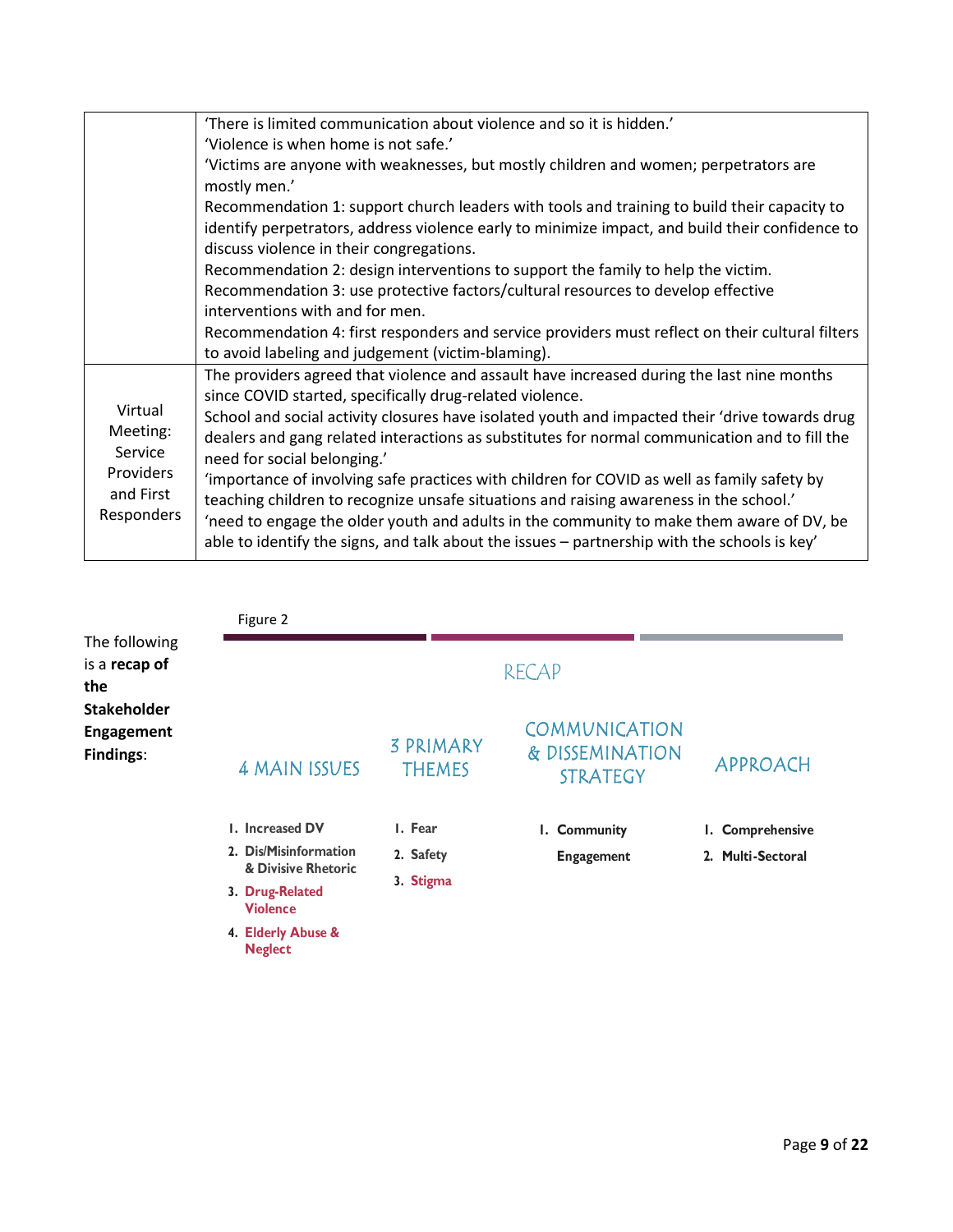| | |
|---|---|
| | 'There is limited communication about violence and so it is hidden.' 'Violence is when home is not safe.' 'Victims are anyone with weaknesses, but mostly children and women; perpetrators are mostly men.' Recommendation 1: support church leaders with tools and training to build their capacity to identify perpetrators, address violence early to minimize impact, and build their confidence to discuss violence in their congregations. Recommendation 2: design interventions to support the family to help the victim. Recommendation 3: use protective factors/cultural resources to develop effective interventions with and for men. Recommendation 4: first responders and service providers must reflect on their cultural filters to avoid labeling and judgement (victim-blaming). |
| Virtual Meeting: Service Providers and First Responders | The providers agreed that violence and assault have increased during the last nine months since COVID started, specifically drug-related violence. School and social activity closures have isolated youth and impacted their 'drive towards drug dealers and gang related interactions as substitutes for normal communication and to fill the need for social belonging.' 'importance of involving safe practices with children for COVID as well as family safety by teaching children to recognize unsafe situations and raising awareness in the school.' 'need to engage the older youth and adults in the community to make them aware of DV, be able to identify the signs, and talk about the issues – partnership with the schools is key' |

The following is a **recap of the Stakeholder Engagement Findings**:

Figure 2

RECAP

| 4 MAIN ISSUES | 3 PRIMARY THEMES | COMMUNICATION & DISSEMINATION STRATEGY | APPROACH |
|---|---|---|---|
| 1. Increased DV | 1. Fear | 1. Community Engagement | 1. Comprehensive |
| 2. Dis/Misinformation & Divisive Rhetoric | 2. Safety | | 2. Multi-Sectoral |
| 3. Drug-Related Violence | 3. Stigma | | |
| 4. Elderly Abuse & Neglect | | | |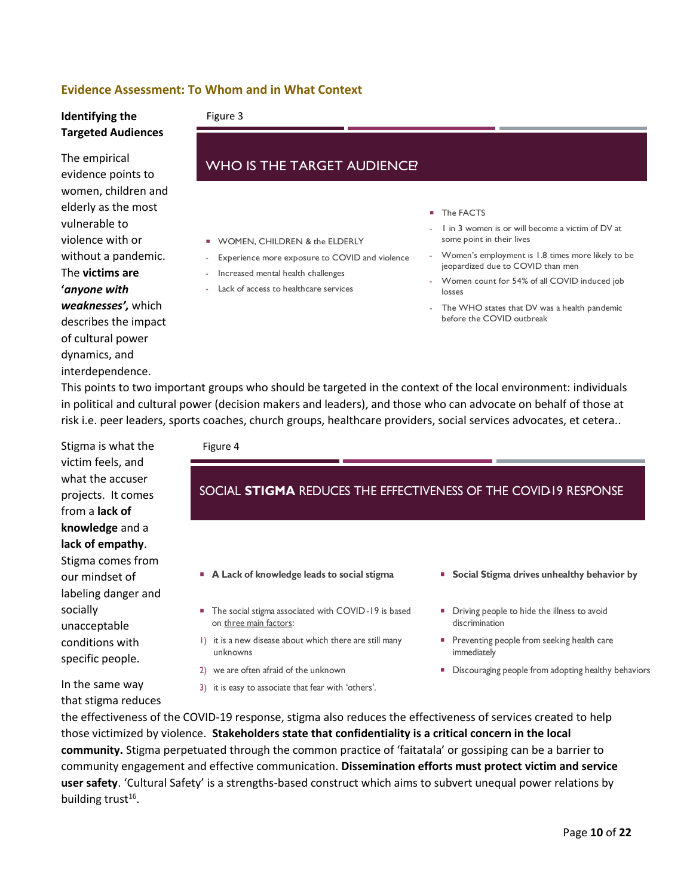## Evidence Assessment: To Whom and in What Context

### Identifying the Targeted Audiences

The empirical evidence points to women, children and elderly as the most vulnerable to violence with or without a pandemic. The **victims are '*anyone with weaknesses'*,** which describes the impact of cultural power dynamics, and interdependence.

Figure 3

**WHO IS THE TARGET AUDIENCE?**

- WOMEN, CHILDREN & the ELDERLY
  - Experience more exposure to COVID and violence
  - Increased mental health challenges
  - Lack of access to healthcare services

- The FACTS
  - 1 in 3 women is or will become a victim of DV at some point in their lives
  - Women's employment is 1.8 times more likely to be jeopardized due to COVID than men
  - Women count for 54% of all COVID induced job losses
  - The WHO states that DV was a health pandemic before the COVID outbreak

This points to two important groups who should be targeted in the context of the local environment: individuals in political and cultural power (decision makers and leaders), and those who can advocate on behalf of those at risk i.e. peer leaders, sports coaches, church groups, healthcare providers, social services advocates, et cetera..

Stigma is what the victim feels, and what the accuser projects. It comes from a **lack of knowledge** and a **lack of empathy**. Stigma comes from our mindset of labeling danger and socially unacceptable conditions with specific people.

Figure 4

**SOCIAL STIGMA REDUCES THE EFFECTIVENESS OF THE COVID-19 RESPONSE**

- **A Lack of knowledge leads to social stigma**
- The social stigma associated with COVID-19 is based on three main factors:
  1) it is a new disease about which there are still many unknowns
  2) we are often afraid of the unknown
  3) it is easy to associate that fear with 'others'.

- **Social Stigma drives unhealthy behavior by**
- Driving people to hide the illness to avoid discrimination
- Preventing people from seeking health care immediately
- Discouraging people from adopting healthy behaviors

In the same way that stigma reduces the effectiveness of the COVID-19 response, stigma also reduces the effectiveness of services created to help those victimized by violence. **Stakeholders state that confidentiality is a critical concern in the local community.** Stigma perpetuated through the common practice of 'faitatala' or gossiping can be a barrier to community engagement and effective communication. **Dissemination efforts must protect victim and service user safety**. 'Cultural Safety' is a strengths-based construct which aims to subvert unequal power relations by building trust[16].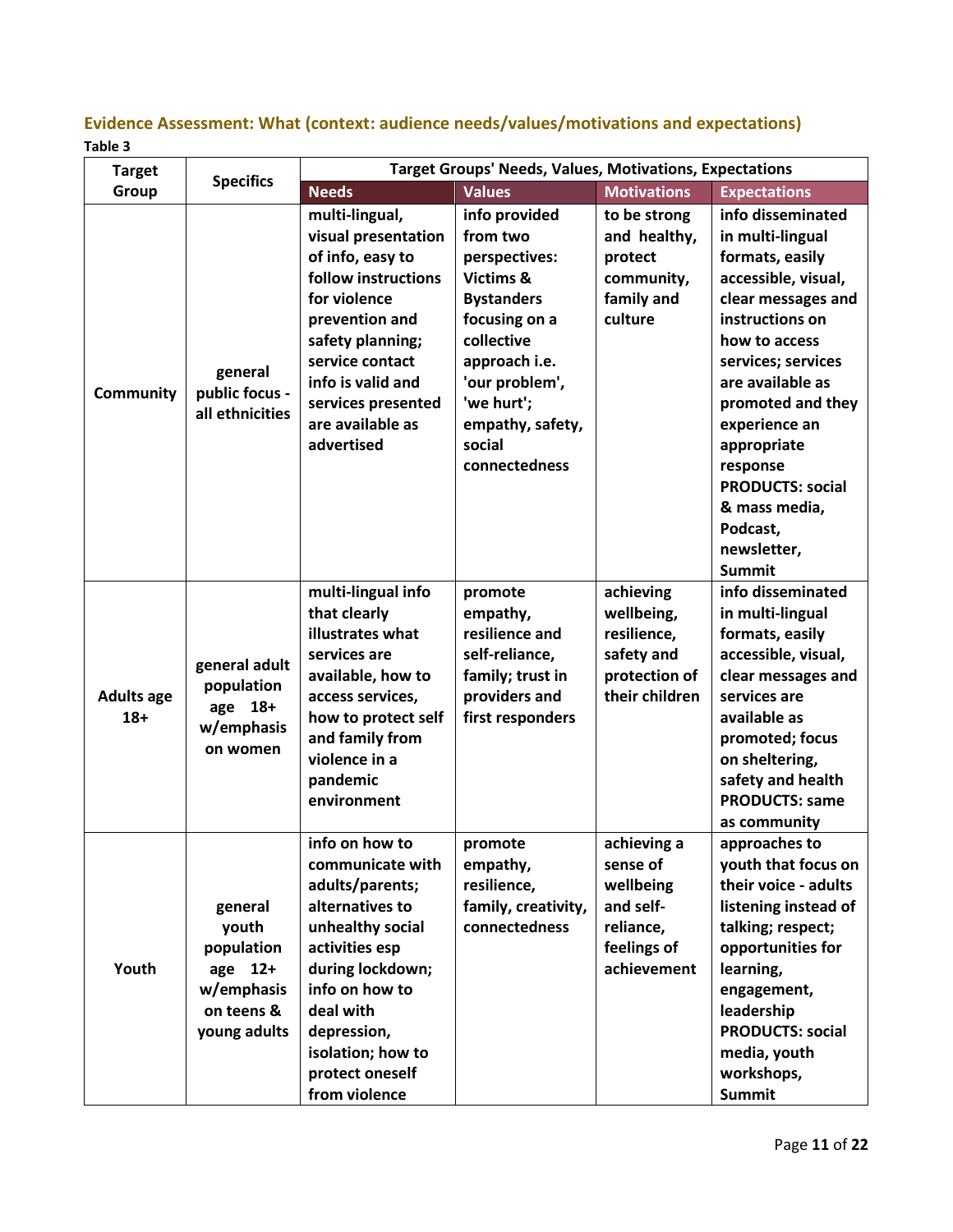### Evidence Assessment: What (context: audience needs/values/motivations and expectations)

**Table 3**

| Target Group | Specifics | Target Groups' Needs, Values, Motivations, Expectations | | | |
|---|---|---|---|---|---|
| | | **Needs** | **Values** | **Motivations** | **Expectations** |
| **Community** | **general public focus - all ethnicities** | **multi-lingual, visual presentation of info, easy to follow instructions for violence prevention and safety planning; service contact info is valid and services presented are available as advertised** | **info provided from two perspectives: Victims & Bystanders focusing on a collective approach i.e. 'our problem', 'we hurt'; empathy, safety, social connectedness** | **to be strong and healthy, protect community, family and culture** | **info disseminated in multi-lingual formats, easily accessible, visual, clear messages and instructions on how to access services; services are available as promoted and they experience an appropriate response PRODUCTS: social & mass media, Podcast, newsletter, Summit** |
| **Adults age 18+** | **general adult population age 18+ w/emphasis on women** | **multi-lingual info that clearly illustrates what services are available, how to access services, how to protect self and family from violence in a pandemic environment** | **promote empathy, resilience and self-reliance, family; trust in providers and first responders** | **achieving wellbeing, resilience, safety and protection of their children** | **info disseminated in multi-lingual formats, easily accessible, visual, clear messages and services are available as promoted; focus on sheltering, safety and health PRODUCTS: same as community** |
| **Youth** | **general youth population age 12+ w/emphasis on teens & young adults** | **info on how to communicate with adults/parents; alternatives to unhealthy social activities esp during lockdown; info on how to deal with depression, isolation; how to protect oneself from violence** | **promote empathy, resilience, family, creativity, connectedness** | **achieving a sense of wellbeing and self-reliance, feelings of achievement** | **approaches to youth that focus on their voice - adults listening instead of talking; respect; opportunities for learning, engagement, leadership PRODUCTS: social media, youth workshops, Summit** |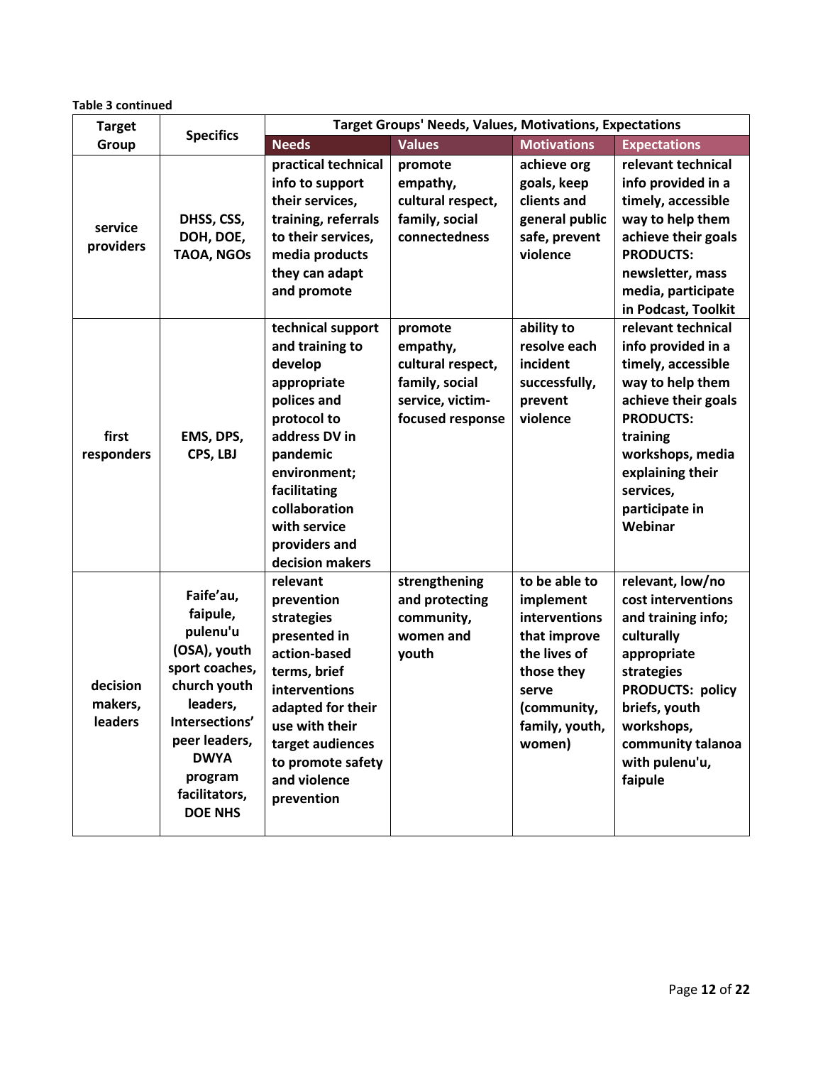**Table 3 continued**

| Target Group | Specifics | Target Groups' Needs, Values, Motivations, Expectations | | | |
|---|---|---|---|---|---|
| | | **Needs** | **Values** | **Motivations** | **Expectations** |
| **service providers** | **DHSS, CSS, DOH, DOE, TAOA, NGOs** | **practical technical info to support their services, training, referrals to their services, media products they can adapt and promote** | **promote empathy, cultural respect, family, social connectedness** | **achieve org goals, keep clients and general public safe, prevent violence** | **relevant technical info provided in a timely, accessible way to help them achieve their goals PRODUCTS: newsletter, mass media, participate in Podcast, Toolkit** |
| **first responders** | **EMS, DPS, CPS, LBJ** | **technical support and training to develop appropriate polices and protocol to address DV in pandemic environment; facilitating collaboration with service providers and decision makers** | **promote empathy, cultural respect, family, social service, victim-focused response** | **ability to resolve each incident successfully, prevent violence** | **relevant technical info provided in a timely, accessible way to help them achieve their goals PRODUCTS: training workshops, media explaining their services, participate in Webinar** |
| **decision makers, leaders** | **Faife'au, faipule, pulenu'u (OSA), youth sport coaches, church youth leaders, Intersections' peer leaders, DWYA program facilitators, DOE NHS** | **relevant prevention strategies presented in action-based terms, brief interventions adapted for their use with their target audiences to promote safety and violence prevention** | **strengthening and protecting community, women and youth** | **to be able to implement interventions that improve the lives of those they serve (community, family, youth, women)** | **relevant, low/no cost interventions and training info; culturally appropriate strategies PRODUCTS: policy briefs, youth workshops, community talanoa with pulenu'u, faipule** |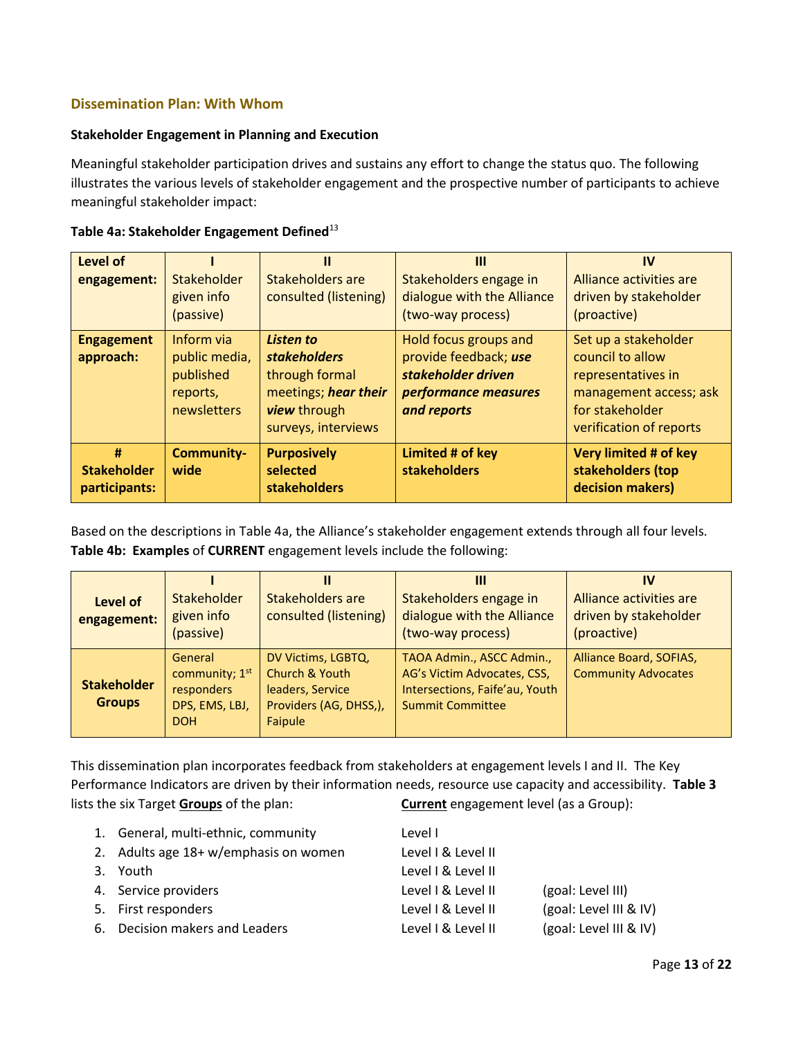## Dissemination Plan: With Whom

**Stakeholder Engagement in Planning and Execution**

Meaningful stakeholder participation drives and sustains any effort to change the status quo. The following illustrates the various levels of stakeholder engagement and the prospective number of participants to achieve meaningful stakeholder impact:

**Table 4a: Stakeholder Engagement Defined**[13]

| **Level of engagement:** | **I** Stakeholder given info (passive) | **II** Stakeholders are consulted (listening) | **III** Stakeholders engage in dialogue with the Alliance (two-way process) | **IV** Alliance activities are driven by stakeholder (proactive) |
|---|---|---|---|---|
| **Engagement approach:** | Inform via public media, published reports, newsletters | ***Listen to stakeholders*** through formal meetings; ***hear their view*** through surveys, interviews | Hold focus groups and provide feedback; ***use stakeholder driven performance measures and reports*** | Set up a stakeholder council to allow representatives in management access; ask for stakeholder verification of reports |
| **# Stakeholder participants:** | **Community-wide** | **Purposively selected stakeholders** | **Limited # of key stakeholders** | **Very limited # of key stakeholders (top decision makers)** |

Based on the descriptions in Table 4a, the Alliance's stakeholder engagement extends through all four levels. **Table 4b: Examples** of **CURRENT** engagement levels include the following:

| **Level of engagement:** | **I** Stakeholder given info (passive) | **II** Stakeholders are consulted (listening) | **III** Stakeholders engage in dialogue with the Alliance (two-way process) | **IV** Alliance activities are driven by stakeholder (proactive) |
|---|---|---|---|---|
| **Stakeholder Groups** | General community; 1st responders DPS, EMS, LBJ, DOH | DV Victims, LGBTQ, Church & Youth leaders, Service Providers (AG, DHSS,), Faipule | TAOA Admin., ASCC Admin., AG's Victim Advocates, CSS, Intersections, Faife'au, Youth Summit Committee | Alliance Board, SOFIAS, Community Advocates |

This dissemination plan incorporates feedback from stakeholders at engagement levels I and II. The Key Performance Indicators are driven by their information needs, resource use capacity and accessibility. **Table 3** lists the six Target **Groups** of the plan: **Current** engagement level (as a Group):

| Target Group | Current engagement level | Goal |
|---|---|---|
| 1. General, multi-ethnic, community | Level I | |
| 2. Adults age 18+ w/emphasis on women | Level I & Level II | |
| 3. Youth | Level I & Level II | |
| 4. Service providers | Level I & Level II | (goal: Level III) |
| 5. First responders | Level I & Level II | (goal: Level III & IV) |
| 6. Decision makers and Leaders | Level I & Level II | (goal: Level III & IV) |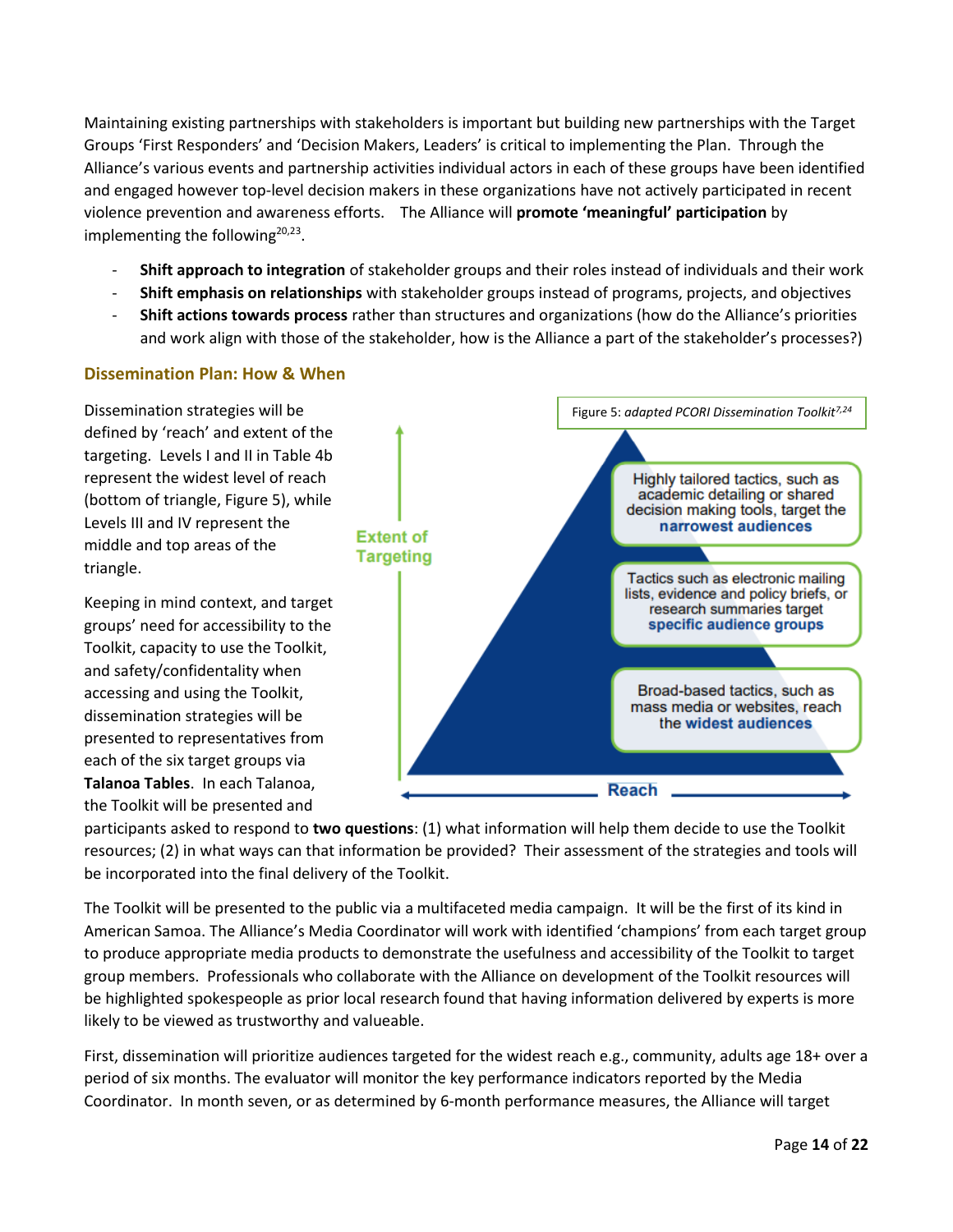Maintaining existing partnerships with stakeholders is important but building new partnerships with the Target Groups 'First Responders' and 'Decision Makers, Leaders' is critical to implementing the Plan. Through the Alliance's various events and partnership activities individual actors in each of these groups have been identified and engaged however top-level decision makers in these organizations have not actively participated in recent violence prevention and awareness efforts. The Alliance will **promote 'meaningful' participation** by implementing the following[20,23].

- **Shift approach to integration** of stakeholder groups and their roles instead of individuals and their work
- **Shift emphasis on relationships** with stakeholder groups instead of programs, projects, and objectives
- **Shift actions towards process** rather than structures and organizations (how do the Alliance's priorities and work align with those of the stakeholder, how is the Alliance a part of the stakeholder's processes?)

### Dissemination Plan: How & When

Dissemination strategies will be defined by 'reach' and extent of the targeting. Levels I and II in Table 4b represent the widest level of reach (bottom of triangle, Figure 5), while Levels III and IV represent the middle and top areas of the triangle.

Figure 5: *adapted PCORI Dissemination Toolkit*[7,24]

Extent of Targeting

Highly tailored tactics, such as academic detailing or shared decision making tools, target the **narrowest audiences**

Tactics such as electronic mailing lists, evidence and policy briefs, or research summaries target **specific audience groups**

Broad-based tactics, such as mass media or websites, reach the **widest audiences**

Reach

Keeping in mind context, and target groups' need for accessibility to the Toolkit, capacity to use the Toolkit, and safety/confidentality when accessing and using the Toolkit, dissemination strategies will be presented to representatives from each of the six target groups via **Talanoa Tables**. In each Talanoa, the Toolkit will be presented and participants asked to respond to **two questions**: (1) what information will help them decide to use the Toolkit resources; (2) in what ways can that information be provided? Their assessment of the strategies and tools will be incorporated into the final delivery of the Toolkit.

The Toolkit will be presented to the public via a multifaceted media campaign. It will be the first of its kind in American Samoa. The Alliance's Media Coordinator will work with identified 'champions' from each target group to produce appropriate media products to demonstrate the usefulness and accessibility of the Toolkit to target group members. Professionals who collaborate with the Alliance on development of the Toolkit resources will be highlighted spokespeople as prior local research found that having information delivered by experts is more likely to be viewed as trustworthy and valueable.

First, dissemination will prioritize audiences targeted for the widest reach e.g., community, adults age 18+ over a period of six months. The evaluator will monitor the key performance indicators reported by the Media Coordinator. In month seven, or as determined by 6-month performance measures, the Alliance will target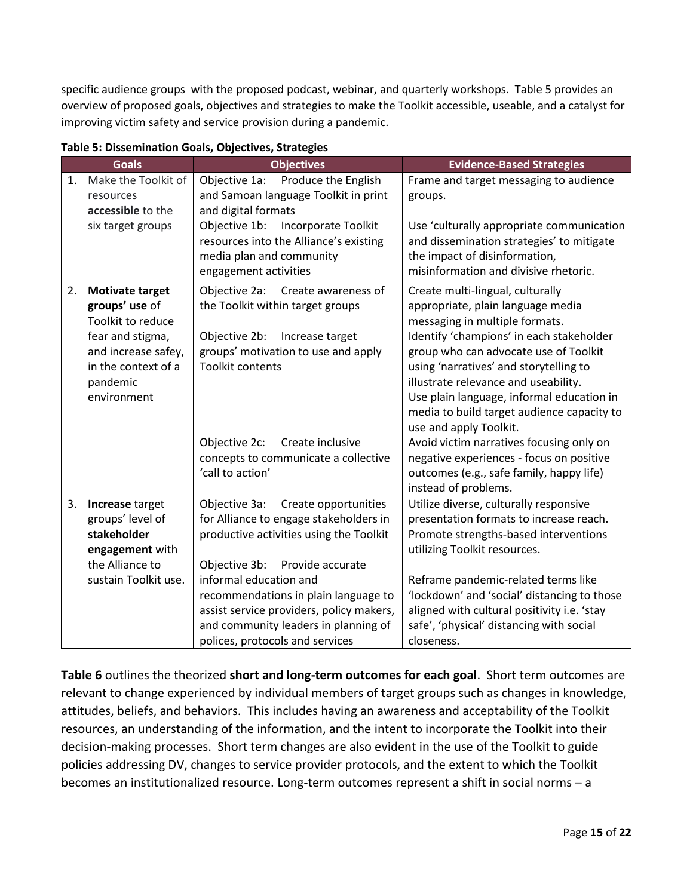specific audience groups with the proposed podcast, webinar, and quarterly workshops. Table 5 provides an overview of proposed goals, objectives and strategies to make the Toolkit accessible, useable, and a catalyst for improving victim safety and service provision during a pandemic.

**Table 5: Dissemination Goals, Objectives, Strategies**

| Goals | Objectives | Evidence-Based Strategies |
|---|---|---|
| 1. Make the Toolkit of resources **accessible** to the six target groups | Objective 1a: Produce the English and Samoan language Toolkit in print and digital formats<br>Objective 1b: Incorporate Toolkit resources into the Alliance's existing media plan and community engagement activities | Frame and target messaging to audience groups.<br><br>Use 'culturally appropriate communication and dissemination strategies' to mitigate the impact of disinformation, misinformation and divisive rhetoric. |
| 2. **Motivate target groups' use** of Toolkit to reduce fear and stigma, and increase safey, in the context of a pandemic environment | Objective 2a: Create awareness of the Toolkit within target groups<br><br>Objective 2b: Increase target groups' motivation to use and apply Toolkit contents | Create multi-lingual, culturally appropriate, plain language media messaging in multiple formats.<br>Identify 'champions' in each stakeholder group who can advocate use of Toolkit using 'narratives' and storytelling to illustrate relevance and useability.<br>Use plain language, informal education in media to build target audience capacity to use and apply Toolkit. |
| | Objective 2c: Create inclusive concepts to communicate a collective 'call to action' | Avoid victim narratives focusing only on negative experiences - focus on positive outcomes (e.g., safe family, happy life) instead of problems. |
| 3. **Increase** target groups' level of **stakeholder engagement** with the Alliance to sustain Toolkit use. | Objective 3a: Create opportunities for Alliance to engage stakeholders in productive activities using the Toolkit<br><br>Objective 3b: Provide accurate informal education and recommendations in plain language to assist service providers, policy makers, and community leaders in planning of polices, protocols and services | Utilize diverse, culturally responsive presentation formats to increase reach.<br>Promote strengths-based interventions utilizing Toolkit resources.<br><br>Reframe pandemic-related terms like 'lockdown' and 'social' distancing to those aligned with cultural positivity i.e. 'stay safe', 'physical' distancing with social closeness. |

**Table 6** outlines the theorized **short and long-term outcomes for each goal**. Short term outcomes are relevant to change experienced by individual members of target groups such as changes in knowledge, attitudes, beliefs, and behaviors. This includes having an awareness and acceptability of the Toolkit resources, an understanding of the information, and the intent to incorporate the Toolkit into their decision-making processes. Short term changes are also evident in the use of the Toolkit to guide policies addressing DV, changes to service provider protocols, and the extent to which the Toolkit becomes an institutionalized resource. Long-term outcomes represent a shift in social norms – a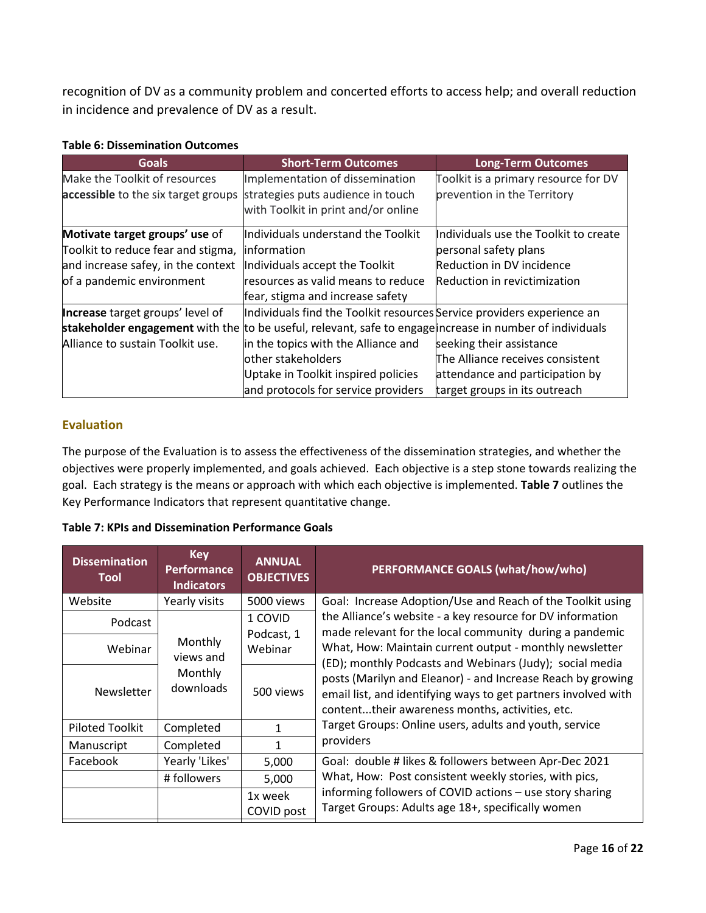recognition of DV as a community problem and concerted efforts to access help; and overall reduction in incidence and prevalence of DV as a result.

**Table 6: Dissemination Outcomes**

| Goals | Short-Term Outcomes | Long-Term Outcomes |
|---|---|---|
| Make the Toolkit of resources **accessible** to the six target groups | Implementation of dissemination strategies puts audience in touch with Toolkit in print and/or online | Toolkit is a primary resource for DV prevention in the Territory |
| **Motivate target groups' use** of Toolkit to reduce fear and stigma, and increase safey, in the context of a pandemic environment | Individuals understand the Toolkit information<br>Individuals accept the Toolkit resources as valid means to reduce fear, stigma and increase safety | Individuals use the Toolkit to create personal safety plans<br>Reduction in DV incidence<br>Reduction in revictimization |
| **Increase** target groups' level of **stakeholder engagement** with the Alliance to sustain Toolkit use. | Individuals find the Toolkit resources to be useful, relevant, safe to engage in the topics with the Alliance and other stakeholders<br>Uptake in Toolkit inspired policies and protocols for service providers | Service providers experience an increase in number of individuals seeking their assistance<br>The Alliance receives consistent attendance and participation by target groups in its outreach |

## Evaluation

The purpose of the Evaluation is to assess the effectiveness of the dissemination strategies, and whether the objectives were properly implemented, and goals achieved. Each objective is a step stone towards realizing the goal. Each strategy is the means or approach with which each objective is implemented. **Table 7** outlines the Key Performance Indicators that represent quantitative change.

**Table 7: KPIs and Dissemination Performance Goals**

| Dissemination Tool | Key Performance Indicators | ANNUAL OBJECTIVES | PERFORMANCE GOALS (what/how/who) |
|---|---|---|---|
| Website | Yearly visits | 5000 views | Goal: Increase Adoption/Use and Reach of the Toolkit using the Alliance's website - a key resource for DV information made relevant for the local community during a pandemic<br>What, How: Maintain current output - monthly newsletter (ED); monthly Podcasts and Webinars (Judy); social media posts (Marilyn and Eleanor) - and Increase Reach by growing email list, and identifying ways to get partners involved with content...their awareness months, activities, etc.<br>Target Groups: Online users, adults and youth, service providers |
| Podcast | Monthly views and Monthly downloads | 1 COVID Podcast, 1 Webinar | |
| Webinar | | | |
| Newsletter | | 500 views | |
| Piloted Toolkit | Completed | 1 | |
| Manuscript | Completed | 1 | |
| Facebook | Yearly 'Likes' | 5,000 | Goal: double # likes & followers between Apr-Dec 2021<br>What, How: Post consistent weekly stories, with pics, informing followers of COVID actions – use story sharing<br>Target Groups: Adults age 18+, specifically women |
| | # followers | 5,000 | |
| | | 1x week COVID post | |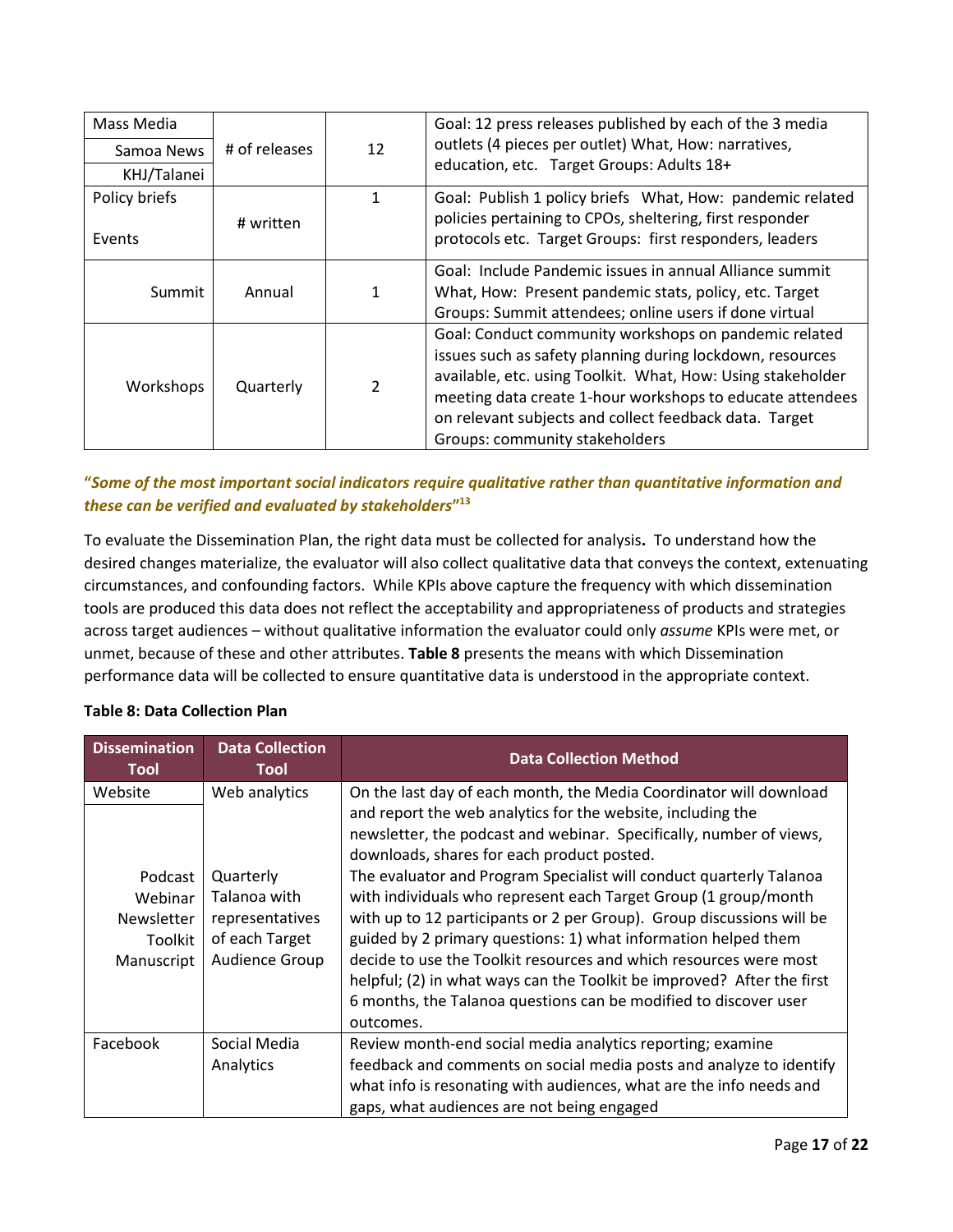| Mass Media | # of releases | 12 | Goal: 12 press releases published by each of the 3 media outlets (4 pieces per outlet) What, How: narratives, education, etc. Target Groups: Adults 18+ |
|---|---|---|---|
| Samoa News | | | |
| KHJ/Talanei | | | |
| Policy briefs | # written | 1 | Goal: Publish 1 policy briefs What, How: pandemic related policies pertaining to CPOs, sheltering, first responder protocols etc. Target Groups: first responders, leaders |
| Events | | | |
| Summit | Annual | 1 | Goal: Include Pandemic issues in annual Alliance summit What, How: Present pandemic stats, policy, etc. Target Groups: Summit attendees; online users if done virtual |
| Workshops | Quarterly | 2 | Goal: Conduct community workshops on pandemic related issues such as safety planning during lockdown, resources available, etc. using Toolkit. What, How: Using stakeholder meeting data create 1-hour workshops to educate attendees on relevant subjects and collect feedback data. Target Groups: community stakeholders |

***"Some of the most important social indicators require qualitative rather than quantitative information and these can be verified and evaluated by stakeholders"*[13]**

To evaluate the Dissemination Plan, the right data must be collected for analysis**.** To understand how the desired changes materialize, the evaluator will also collect qualitative data that conveys the context, extenuating circumstances, and confounding factors. While KPIs above capture the frequency with which dissemination tools are produced this data does not reflect the acceptability and appropriateness of products and strategies across target audiences – without qualitative information the evaluator could only *assume* KPIs were met, or unmet, because of these and other attributes. **Table 8** presents the means with which Dissemination performance data will be collected to ensure quantitative data is understood in the appropriate context.

**Table 8: Data Collection Plan**

| Dissemination Tool | Data Collection Tool | Data Collection Method |
|---|---|---|
| Website | Web analytics | On the last day of each month, the Media Coordinator will download and report the web analytics for the website, including the newsletter, the podcast and webinar. Specifically, number of views, downloads, shares for each product posted. |
| Podcast<br>Webinar<br>Newsletter<br>Toolkit<br>Manuscript | Quarterly Talanoa with representatives of each Target Audience Group | The evaluator and Program Specialist will conduct quarterly Talanoa with individuals who represent each Target Group (1 group/month with up to 12 participants or 2 per Group). Group discussions will be guided by 2 primary questions: 1) what information helped them decide to use the Toolkit resources and which resources were most helpful; (2) in what ways can the Toolkit be improved? After the first 6 months, the Talanoa questions can be modified to discover user outcomes. |
| Facebook | Social Media Analytics | Review month-end social media analytics reporting; examine feedback and comments on social media posts and analyze to identify what info is resonating with audiences, what are the info needs and gaps, what audiences are not being engaged |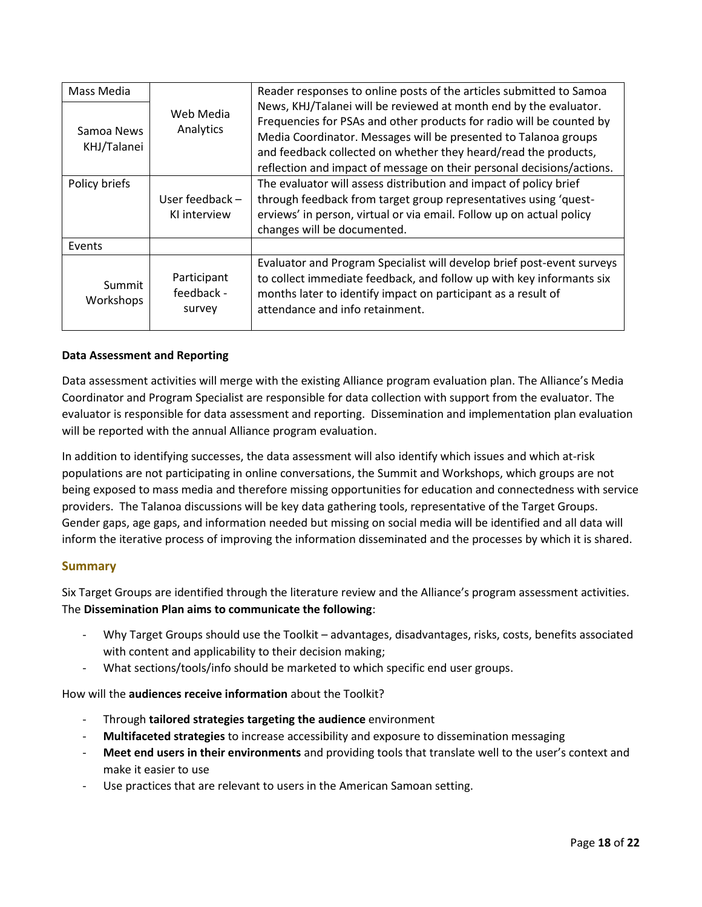| Mass Media | Web Media Analytics | Reader responses to online posts of the articles submitted to Samoa News, KHJ/Talanei will be reviewed at month end by the evaluator. Frequencies for PSAs and other products for radio will be counted by Media Coordinator. Messages will be presented to Talanoa groups and feedback collected on whether they heard/read the products, reflection and impact of message on their personal decisions/actions. |
|---|---|---|
| Samoa News KHJ/Talanei | | |
| Policy briefs | User feedback – KI interview | The evaluator will assess distribution and impact of policy brief through feedback from target group representatives using 'quest-erviews' in person, virtual or via email. Follow up on actual policy changes will be documented. |
| Events | | |
| Summit Workshops | Participant feedback - survey | Evaluator and Program Specialist will develop brief post-event surveys to collect immediate feedback, and follow up with key informants six months later to identify impact on participant as a result of attendance and info retainment. |

**Data Assessment and Reporting**

Data assessment activities will merge with the existing Alliance program evaluation plan. The Alliance's Media Coordinator and Program Specialist are responsible for data collection with support from the evaluator. The evaluator is responsible for data assessment and reporting. Dissemination and implementation plan evaluation will be reported with the annual Alliance program evaluation.

In addition to identifying successes, the data assessment will also identify which issues and which at-risk populations are not participating in online conversations, the Summit and Workshops, which groups are not being exposed to mass media and therefore missing opportunities for education and connectedness with service providers. The Talanoa discussions will be key data gathering tools, representative of the Target Groups. Gender gaps, age gaps, and information needed but missing on social media will be identified and all data will inform the iterative process of improving the information disseminated and the processes by which it is shared.

## Summary

Six Target Groups are identified through the literature review and the Alliance's program assessment activities. The **Dissemination Plan aims to communicate the following**:

- Why Target Groups should use the Toolkit – advantages, disadvantages, risks, costs, benefits associated with content and applicability to their decision making;
- What sections/tools/info should be marketed to which specific end user groups.

How will the **audiences receive information** about the Toolkit?

- Through **tailored strategies targeting the audience** environment
- **Multifaceted strategies** to increase accessibility and exposure to dissemination messaging
- **Meet end users in their environments** and providing tools that translate well to the user's context and make it easier to use
- Use practices that are relevant to users in the American Samoan setting.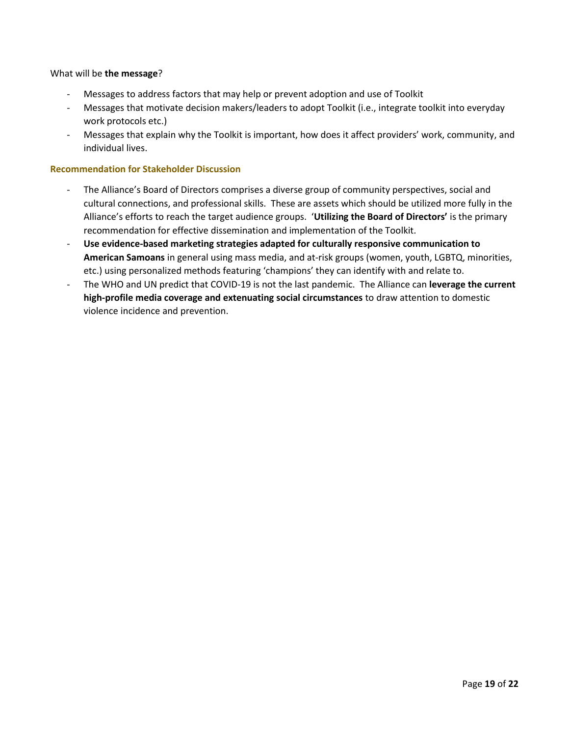What will be **the message**?

- Messages to address factors that may help or prevent adoption and use of Toolkit
- Messages that motivate decision makers/leaders to adopt Toolkit (i.e., integrate toolkit into everyday work protocols etc.)
- Messages that explain why the Toolkit is important, how does it affect providers' work, community, and individual lives.

### Recommendation for Stakeholder Discussion

- The Alliance's Board of Directors comprises a diverse group of community perspectives, social and cultural connections, and professional skills. These are assets which should be utilized more fully in the Alliance's efforts to reach the target audience groups. '**Utilizing the Board of Directors'** is the primary recommendation for effective dissemination and implementation of the Toolkit.
- **Use evidence-based marketing strategies adapted for culturally responsive communication to American Samoans** in general using mass media, and at-risk groups (women, youth, LGBTQ, minorities, etc.) using personalized methods featuring 'champions' they can identify with and relate to.
- The WHO and UN predict that COVID-19 is not the last pandemic. The Alliance can **leverage the current high-profile media coverage and extenuating social circumstances** to draw attention to domestic violence incidence and prevention.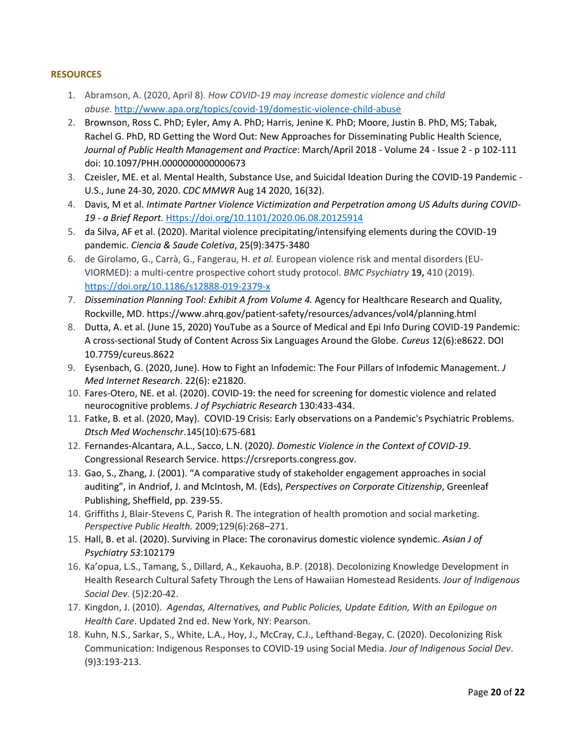**RESOURCES**

1. Abramson, A. (2020, April 8). *How COVID-19 may increase domestic violence and child abuse.* http://www.apa.org/topics/covid-19/domestic-violence-child-abuse
2. Brownson, Ross C. PhD; Eyler, Amy A. PhD; Harris, Jenine K. PhD; Moore, Justin B. PhD, MS; Tabak, Rachel G. PhD, RD Getting the Word Out: New Approaches for Disseminating Public Health Science, *Journal of Public Health Management and Practice*: March/April 2018 - Volume 24 - Issue 2 - p 102-111 doi: 10.1097/PHH.0000000000000673
3. Czeisler, ME. et al. Mental Health, Substance Use, and Suicidal Ideation During the COVID-19 Pandemic - U.S., June 24-30, 2020. *CDC MMWR* Aug 14 2020, 16(32).
4. Davis, M et al. *Intimate Partner Violence Victimization and Perpetration among US Adults during COVID-19 - a Brief Report.* Https://doi.org/10.1101/2020.06.08.20125914
5. da Silva, AF et al. (2020). Marital violence precipitating/intensifying elements during the COVID-19 pandemic. *Ciencia & Saude Coletiva*, 25(9):3475-3480
6. de Girolamo, G., Carrà, G., Fangerau, H. *et al.* European violence risk and mental disorders (EU-VIORMED): a multi-centre prospective cohort study protocol. *BMC Psychiatry* **19,** 410 (2019). https://doi.org/10.1186/s12888-019-2379-x
7. *Dissemination Planning Tool: Exhibit A from Volume 4.* Agency for Healthcare Research and Quality, Rockville, MD. https://www.ahrq.gov/patient-safety/resources/advances/vol4/planning.html
8. Dutta, A. et al. (June 15, 2020) YouTube as a Source of Medical and Epi Info During COVID-19 Pandemic: A cross-sectional Study of Content Across Six Languages Around the Globe. *Cureus* 12(6):e8622. DOI 10.7759/cureus.8622
9. Eysenbach, G. (2020, June). How to Fight an Infodemic: The Four Pillars of Infodemic Management. *J Med Internet Research*. 22(6): e21820.
10. Fares-Otero, NE. et al. (2020). COVID-19: the need for screening for domestic violence and related neurocognitive problems. *J of Psychiatric Research* 130:433-434.
11. Fatke, B. et al. (2020, May). COVID-19 Crisis: Early observations on a Pandemic's Psychiatric Problems. *Dtsch Med Wochenschr*.145(10):675-681
12. Fernandes-Alcantara, A.L., Sacco, L.N. (2020*). Domestic Violence in the Context of COVID-19*. Congressional Research Service. https://crsreports.congress.gov.
13. Gao, S., Zhang, J. (2001). "A comparative study of stakeholder engagement approaches in social auditing", in Andriof, J. and McIntosh, M. (Eds), *Perspectives on Corporate Citizenship*, Greenleaf Publishing, Sheffield, pp. 239-55.
14. Griffiths J, Blair-Stevens C, Parish R. The integration of health promotion and social marketing. *Perspective Public Health.* 2009;129(6):268–271.
15. Hall, B. et al. (2020). Surviving in Place: The coronavirus domestic violence syndemic. *Asian J of Psychiatry 53*:102179
16. Ka'opua, L.S., Tamang, S., Dillard, A., Kekauoha, B.P. (2018). Decolonizing Knowledge Development in Health Research Cultural Safety Through the Lens of Hawaiian Homestead Residents. *Jour of Indigenous Social Dev.* (5)2:20-42.
17. Kingdon, J. (2010). *Agendas, Alternatives, and Public Policies, Update Edition, With an Epilogue on Health Care*. Updated 2nd ed. New York, NY: Pearson.
18. Kuhn, N.S., Sarkar, S., White, L.A., Hoy, J., McCray, C.J., Lefthand-Begay, C. (2020). Decolonizing Risk Communication: Indigenous Responses to COVID-19 using Social Media. *Jour of Indigenous Social Dev*. (9)3:193-213.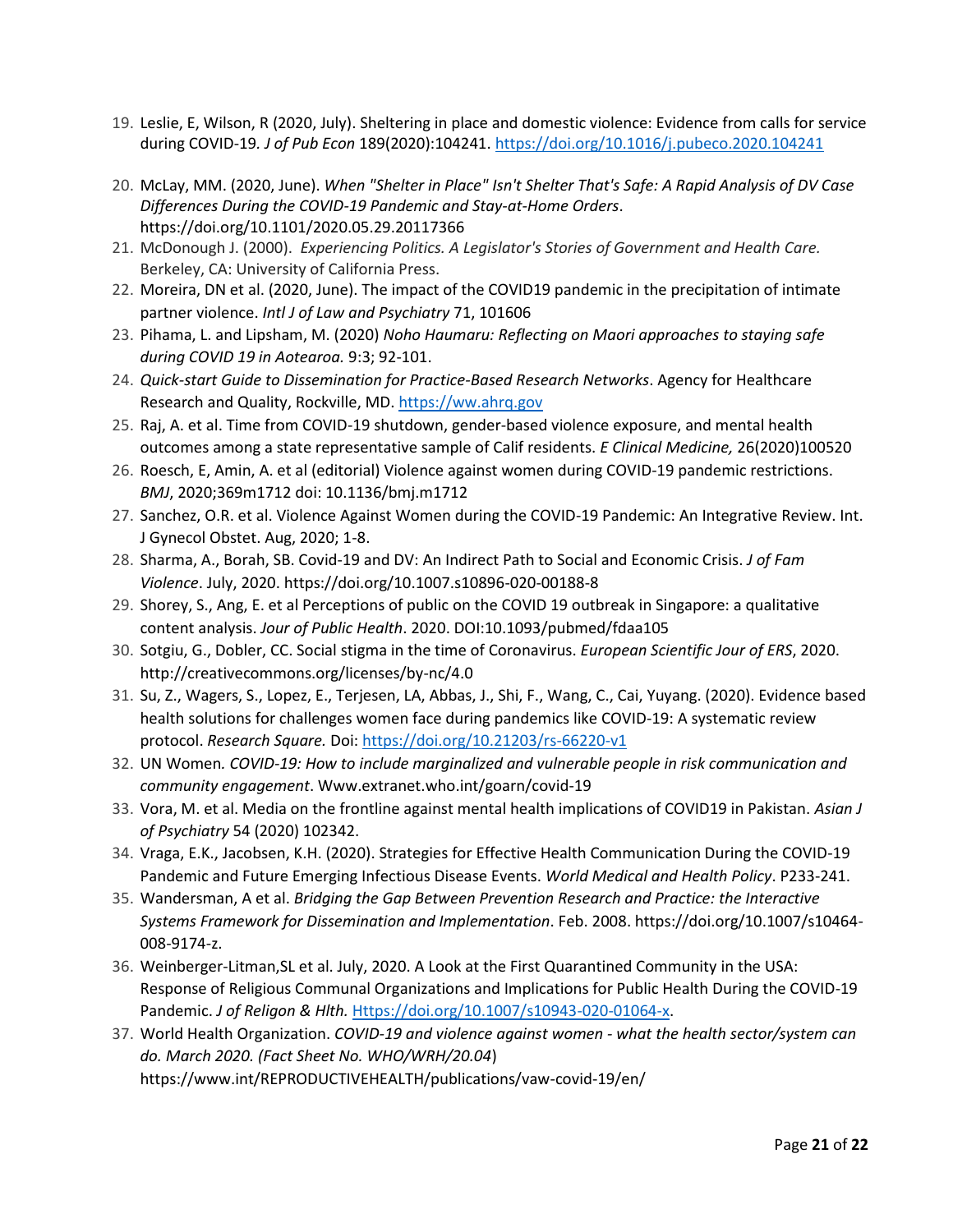19. Leslie, E, Wilson, R (2020, July). Sheltering in place and domestic violence: Evidence from calls for service during COVID-19. *J of Pub Econ* 189(2020):104241. https://doi.org/10.1016/j.pubeco.2020.104241
20. McLay, MM. (2020, June). *When "Shelter in Place" Isn't Shelter That's Safe: A Rapid Analysis of DV Case Differences During the COVID-19 Pandemic and Stay-at-Home Orders*. https://doi.org/10.1101/2020.05.29.20117366
21. McDonough J. (2000). *Experiencing Politics. A Legislator's Stories of Government and Health Care.* Berkeley, CA: University of California Press.
22. Moreira, DN et al. (2020, June). The impact of the COVID19 pandemic in the precipitation of intimate partner violence. *Intl J of Law and Psychiatry* 71, 101606
23. Pihama, L. and Lipsham, M. (2020) *Noho Haumaru: Reflecting on Maori approaches to staying safe during COVID 19 in Aotearoa.* 9:3; 92-101.
24. *Quick-start Guide to Dissemination for Practice-Based Research Networks*. Agency for Healthcare Research and Quality, Rockville, MD. https://ww.ahrq.gov
25. Raj, A. et al. Time from COVID-19 shutdown, gender-based violence exposure, and mental health outcomes among a state representative sample of Calif residents. *E Clinical Medicine,* 26(2020)100520
26. Roesch, E, Amin, A. et al (editorial) Violence against women during COVID-19 pandemic restrictions. *BMJ*, 2020;369m1712 doi: 10.1136/bmj.m1712
27. Sanchez, O.R. et al. Violence Against Women during the COVID-19 Pandemic: An Integrative Review. Int. J Gynecol Obstet. Aug, 2020; 1-8.
28. Sharma, A., Borah, SB. Covid-19 and DV: An Indirect Path to Social and Economic Crisis. *J of Fam Violence*. July, 2020. https://doi.org/10.1007.s10896-020-00188-8
29. Shorey, S., Ang, E. et al Perceptions of public on the COVID 19 outbreak in Singapore: a qualitative content analysis. *Jour of Public Health*. 2020. DOI:10.1093/pubmed/fdaa105
30. Sotgiu, G., Dobler, CC. Social stigma in the time of Coronavirus. *European Scientific Jour of ERS*, 2020. http://creativecommons.org/licenses/by-nc/4.0
31. Su, Z., Wagers, S., Lopez, E., Terjesen, LA, Abbas, J., Shi, F., Wang, C., Cai, Yuyang. (2020). Evidence based health solutions for challenges women face during pandemics like COVID-19: A systematic review protocol. *Research Square.* Doi: https://doi.org/10.21203/rs-66220-v1
32. UN Women*. COVID-19: How to include marginalized and vulnerable people in risk communication and community engagement*. Www.extranet.who.int/goarn/covid-19
33. Vora, M. et al. Media on the frontline against mental health implications of COVID19 in Pakistan. *Asian J of Psychiatry* 54 (2020) 102342.
34. Vraga, E.K., Jacobsen, K.H. (2020). Strategies for Effective Health Communication During the COVID-19 Pandemic and Future Emerging Infectious Disease Events. *World Medical and Health Policy*. P233-241.
35. Wandersman, A et al. *Bridging the Gap Between Prevention Research and Practice: the Interactive Systems Framework for Dissemination and Implementation*. Feb. 2008. https://doi.org/10.1007/s10464-008-9174-z.
36. Weinberger-Litman,SL et al. July, 2020. A Look at the First Quarantined Community in the USA: Response of Religious Communal Organizations and Implications for Public Health During the COVID-19 Pandemic. *J of Religon & Hlth.* Https://doi.org/10.1007/s10943-020-01064-x.
37. World Health Organization. *COVID-19 and violence against women - what the health sector/system can do. March 2020. (Fact Sheet No. WHO/WRH/20.04*) https://www.int/REPRODUCTIVEHEALTH/publications/vaw-covid-19/en/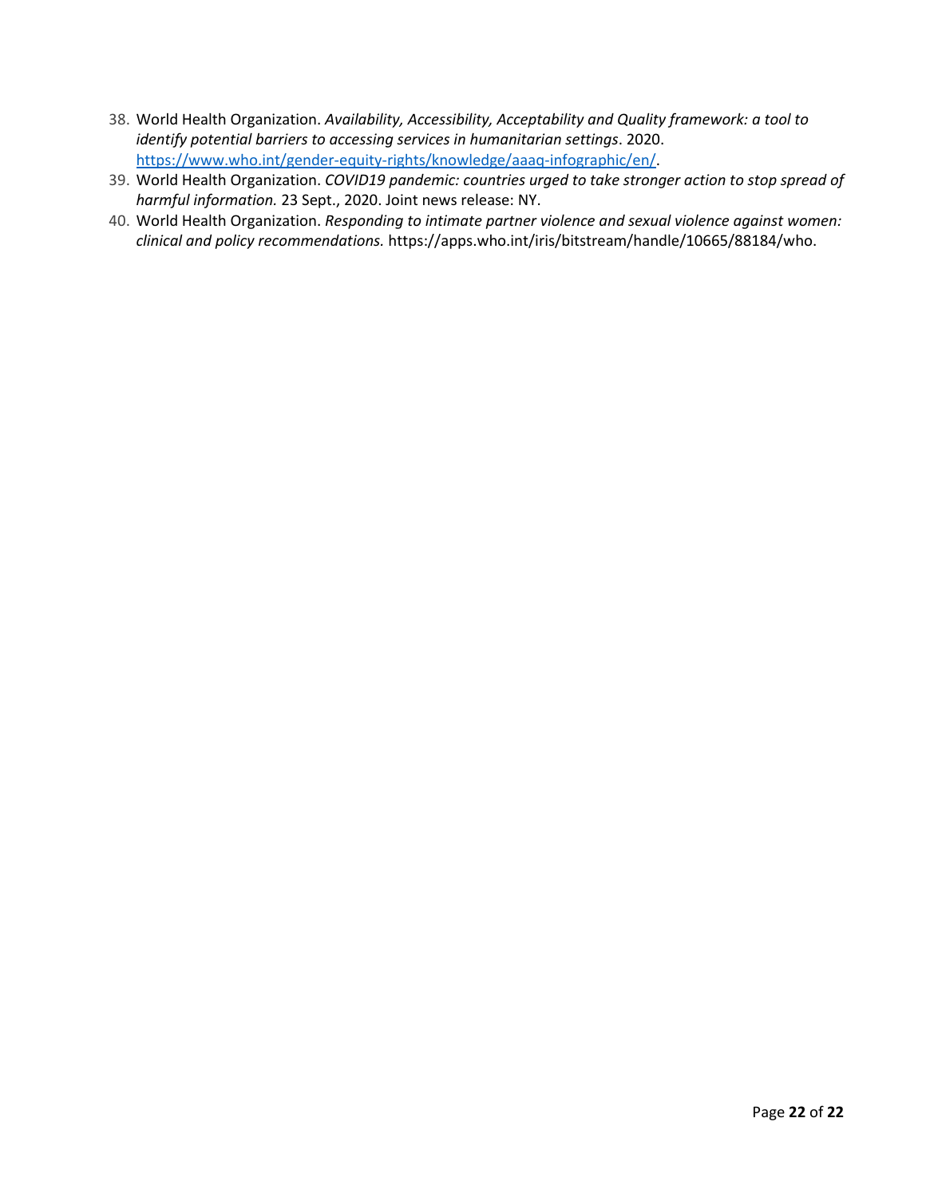38. World Health Organization. *Availability, Accessibility, Acceptability and Quality framework: a tool to identify potential barriers to accessing services in humanitarian settings*. 2020. https://www.who.int/gender-equity-rights/knowledge/aaaq-infographic/en/.
39. World Health Organization. *COVID19 pandemic: countries urged to take stronger action to stop spread of harmful information.* 23 Sept., 2020. Joint news release: NY.
40. World Health Organization. *Responding to intimate partner violence and sexual violence against women: clinical and policy recommendations.* https://apps.who.int/iris/bitstream/handle/10665/88184/who.